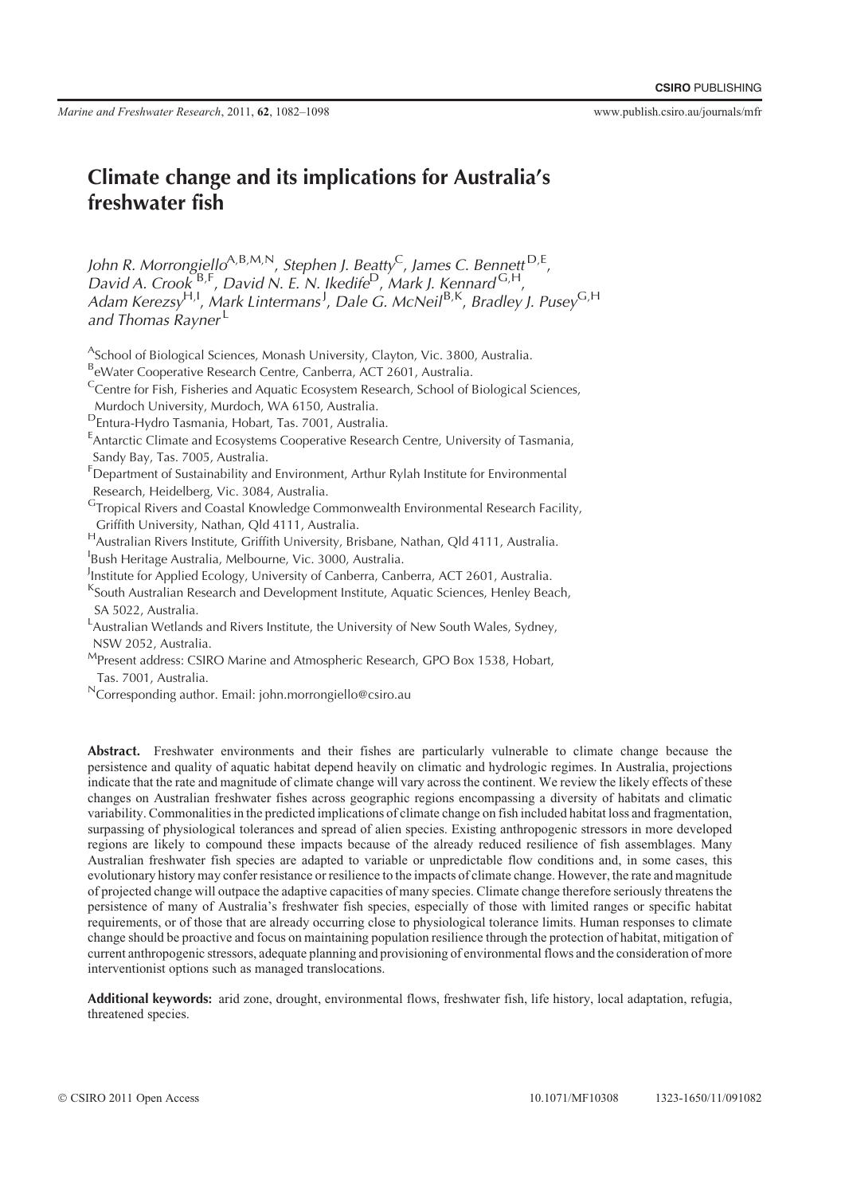# Climate change and its implications for Australia's freshwater fish

*John R. Morrongiello*[A,B,M,N], *Stephen J. Beatty*[C], *James C. Bennett*[D,E], *David A. Crook*[B,F], *David N. E. N. Ikedife*[D], *Mark J. Kennard*[G,H], *Adam Kerezsy*[H,I], *Mark Lintermans*[J], *Dale G. McNeil*[B,K], *Bradley J. Pusey*[G,H] and *Thomas Rayner*[L]

[A]School of Biological Sciences, Monash University, Clayton, Vic. 3800, Australia.
[B]eWater Cooperative Research Centre, Canberra, ACT 2601, Australia.
[C]Centre for Fish, Fisheries and Aquatic Ecosystem Research, School of Biological Sciences, Murdoch University, Murdoch, WA 6150, Australia.
[D]Entura-Hydro Tasmania, Hobart, Tas. 7001, Australia.
[E]Antarctic Climate and Ecosystems Cooperative Research Centre, University of Tasmania, Sandy Bay, Tas. 7005, Australia.
[F]Department of Sustainability and Environment, Arthur Rylah Institute for Environmental Research, Heidelberg, Vic. 3084, Australia.
[G]Tropical Rivers and Coastal Knowledge Commonwealth Environmental Research Facility, Griffith University, Nathan, Qld 4111, Australia.
[H]Australian Rivers Institute, Griffith University, Brisbane, Nathan, Qld 4111, Australia.
[I]Bush Heritage Australia, Melbourne, Vic. 3000, Australia.
[J]Institute for Applied Ecology, University of Canberra, Canberra, ACT 2601, Australia.
[K]South Australian Research and Development Institute, Aquatic Sciences, Henley Beach, SA 5022, Australia.
[L]Australian Wetlands and Rivers Institute, the University of New South Wales, Sydney, NSW 2052, Australia.
[M]Present address: CSIRO Marine and Atmospheric Research, GPO Box 1538, Hobart, Tas. 7001, Australia.
[N]Corresponding author. Email: john.morrongiello@csiro.au

**Abstract.** Freshwater environments and their fishes are particularly vulnerable to climate change because the persistence and quality of aquatic habitat depend heavily on climatic and hydrologic regimes. In Australia, projections indicate that the rate and magnitude of climate change will vary across the continent. We review the likely effects of these changes on Australian freshwater fishes across geographic regions encompassing a diversity of habitats and climatic variability. Commonalities in the predicted implications of climate change on fish included habitat loss and fragmentation, surpassing of physiological tolerances and spread of alien species. Existing anthropogenic stressors in more developed regions are likely to compound these impacts because of the already reduced resilience of fish assemblages. Many Australian freshwater fish species are adapted to variable or unpredictable flow conditions and, in some cases, this evolutionary history may confer resistance or resilience to the impacts of climate change. However, the rate and magnitude of projected change will outpace the adaptive capacities of many species. Climate change therefore seriously threatens the persistence of many of Australia's freshwater fish species, especially of those with limited ranges or specific habitat requirements, or of those that are already occurring close to physiological tolerance limits. Human responses to climate change should be proactive and focus on maintaining population resilience through the protection of habitat, mitigation of current anthropogenic stressors, adequate planning and provisioning of environmental flows and the consideration of more interventionist options such as managed translocations.

**Additional keywords:** arid zone, drought, environmental flows, freshwater fish, life history, local adaptation, refugia, threatened species.

© CSIRO 2011 Open Access 10.1071/MF10308 1323-1650/11/091082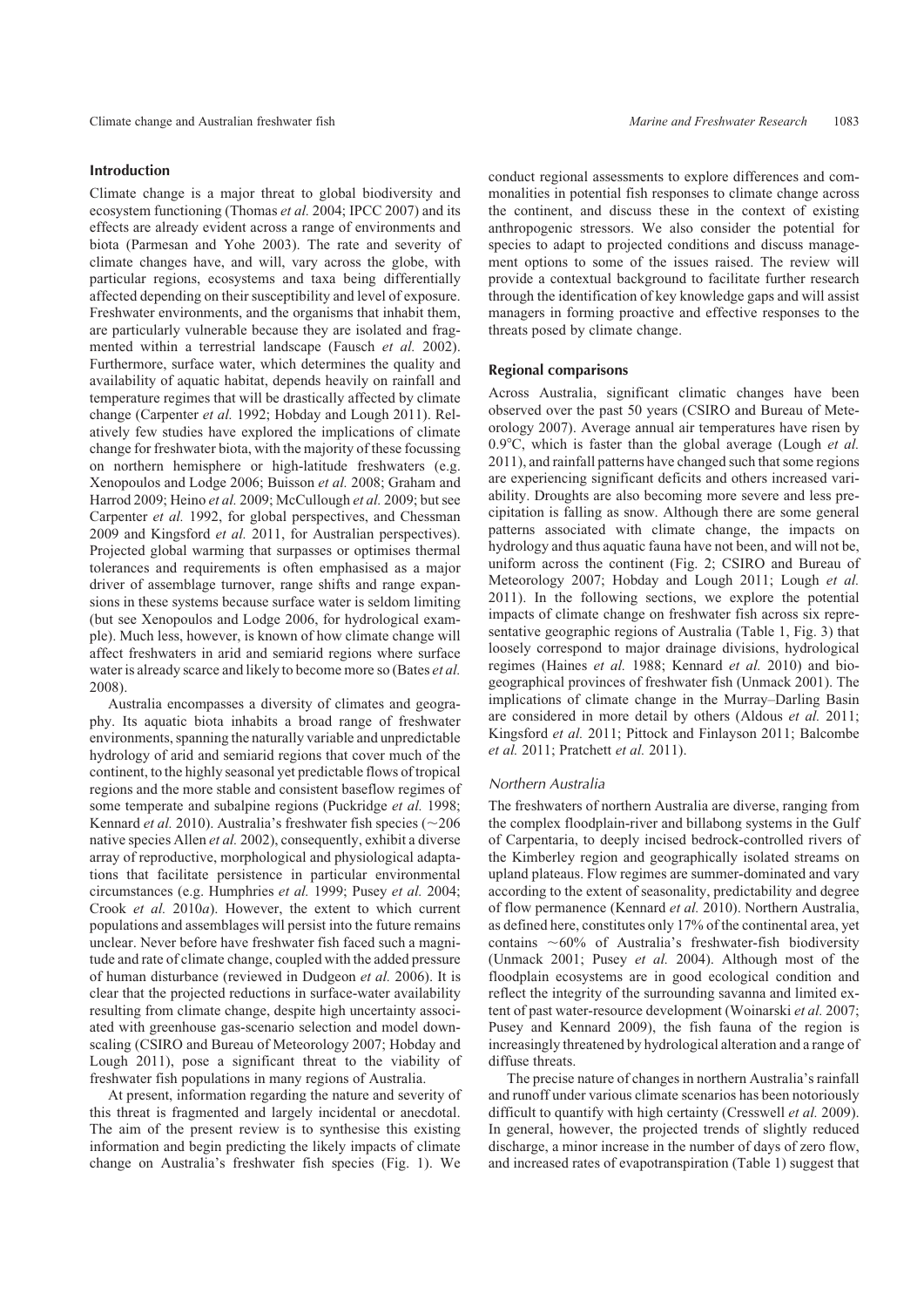## Introduction

Climate change is a major threat to global biodiversity and ecosystem functioning (Thomas *et al.* 2004; IPCC 2007) and its effects are already evident across a range of environments and biota (Parmesan and Yohe 2003). The rate and severity of climate changes have, and will, vary across the globe, with particular regions, ecosystems and taxa being differentially affected depending on their susceptibility and level of exposure. Freshwater environments, and the organisms that inhabit them, are particularly vulnerable because they are isolated and fragmented within a terrestrial landscape (Fausch *et al.* 2002). Furthermore, surface water, which determines the quality and availability of aquatic habitat, depends heavily on rainfall and temperature regimes that will be drastically affected by climate change (Carpenter *et al.* 1992; Hobday and Lough 2011). Relatively few studies have explored the implications of climate change for freshwater biota, with the majority of these focussing on northern hemisphere or high-latitude freshwaters (e.g. Xenopoulos and Lodge 2006; Buisson *et al.* 2008; Graham and Harrod 2009; Heino *et al.* 2009; McCullough *et al.* 2009; but see Carpenter *et al.* 1992, for global perspectives, and Chessman 2009 and Kingsford *et al.* 2011, for Australian perspectives). Projected global warming that surpasses or optimises thermal tolerances and requirements is often emphasised as a major driver of assemblage turnover, range shifts and range expansions in these systems because surface water is seldom limiting (but see Xenopoulos and Lodge 2006, for hydrological example). Much less, however, is known of how climate change will affect freshwaters in arid and semiarid regions where surface water is already scarce and likely to become more so (Bates *et al.* 2008).

Australia encompasses a diversity of climates and geography. Its aquatic biota inhabits a broad range of freshwater environments, spanning the naturally variable and unpredictable hydrology of arid and semiarid regions that cover much of the continent, to the highly seasonal yet predictable flows of tropical regions and the more stable and consistent baseflow regimes of some temperate and subalpine regions (Puckridge *et al.* 1998; Kennard *et al.* 2010). Australia's freshwater fish species (~206 native species Allen *et al.* 2002), consequently, exhibit a diverse array of reproductive, morphological and physiological adaptations that facilitate persistence in particular environmental circumstances (e.g. Humphries *et al.* 1999; Pusey *et al.* 2004; Crook *et al.* 2010*a*). However, the extent to which current populations and assemblages will persist into the future remains unclear. Never before have freshwater fish faced such a magnitude and rate of climate change, coupled with the added pressure of human disturbance (reviewed in Dudgeon *et al.* 2006). It is clear that the projected reductions in surface-water availability resulting from climate change, despite high uncertainty associated with greenhouse gas-scenario selection and model downscaling (CSIRO and Bureau of Meteorology 2007; Hobday and Lough 2011), pose a significant threat to the viability of freshwater fish populations in many regions of Australia.

At present, information regarding the nature and severity of this threat is fragmented and largely incidental or anecdotal. The aim of the present review is to synthesise this existing information and begin predicting the likely impacts of climate change on Australia's freshwater fish species (Fig. 1). We conduct regional assessments to explore differences and commonalities in potential fish responses to climate change across the continent, and discuss these in the context of existing anthropogenic stressors. We also consider the potential for species to adapt to projected conditions and discuss management options to some of the issues raised. The review will provide a contextual background to facilitate further research through the identification of key knowledge gaps and will assist managers in forming proactive and effective responses to the threats posed by climate change.

## Regional comparisons

Across Australia, significant climatic changes have been observed over the past 50 years (CSIRO and Bureau of Meteorology 2007). Average annual air temperatures have risen by 0.9°C, which is faster than the global average (Lough *et al.* 2011), and rainfall patterns have changed such that some regions are experiencing significant deficits and others increased variability. Droughts are also becoming more severe and less precipitation is falling as snow. Although there are some general patterns associated with climate change, the impacts on hydrology and thus aquatic fauna have not been, and will not be, uniform across the continent (Fig. 2; CSIRO and Bureau of Meteorology 2007; Hobday and Lough 2011; Lough *et al.* 2011). In the following sections, we explore the potential impacts of climate change on freshwater fish across six representative geographic regions of Australia (Table 1, Fig. 3) that loosely correspond to major drainage divisions, hydrological regimes (Haines *et al.* 1988; Kennard *et al.* 2010) and biogeographical provinces of freshwater fish (Unmack 2001). The implications of climate change in the Murray–Darling Basin are considered in more detail by others (Aldous *et al.* 2011; Kingsford *et al.* 2011; Pittock and Finlayson 2011; Balcombe *et al.* 2011; Pratchett *et al.* 2011).

### Northern Australia

The freshwaters of northern Australia are diverse, ranging from the complex floodplain-river and billabong systems in the Gulf of Carpentaria, to deeply incised bedrock-controlled rivers of the Kimberley region and geographically isolated streams on upland plateaus. Flow regimes are summer-dominated and vary according to the extent of seasonality, predictability and degree of flow permanence (Kennard *et al.* 2010). Northern Australia, as defined here, constitutes only 17% of the continental area, yet contains ~60% of Australia's freshwater-fish biodiversity (Unmack 2001; Pusey *et al.* 2004). Although most of the floodplain ecosystems are in good ecological condition and reflect the integrity of the surrounding savanna and limited extent of past water-resource development (Woinarski *et al.* 2007; Pusey and Kennard 2009), the fish fauna of the region is increasingly threatened by hydrological alteration and a range of diffuse threats.

The precise nature of changes in northern Australia's rainfall and runoff under various climate scenarios has been notoriously difficult to quantify with high certainty (Cresswell *et al.* 2009). In general, however, the projected trends of slightly reduced discharge, a minor increase in the number of days of zero flow, and increased rates of evapotranspiration (Table 1) suggest that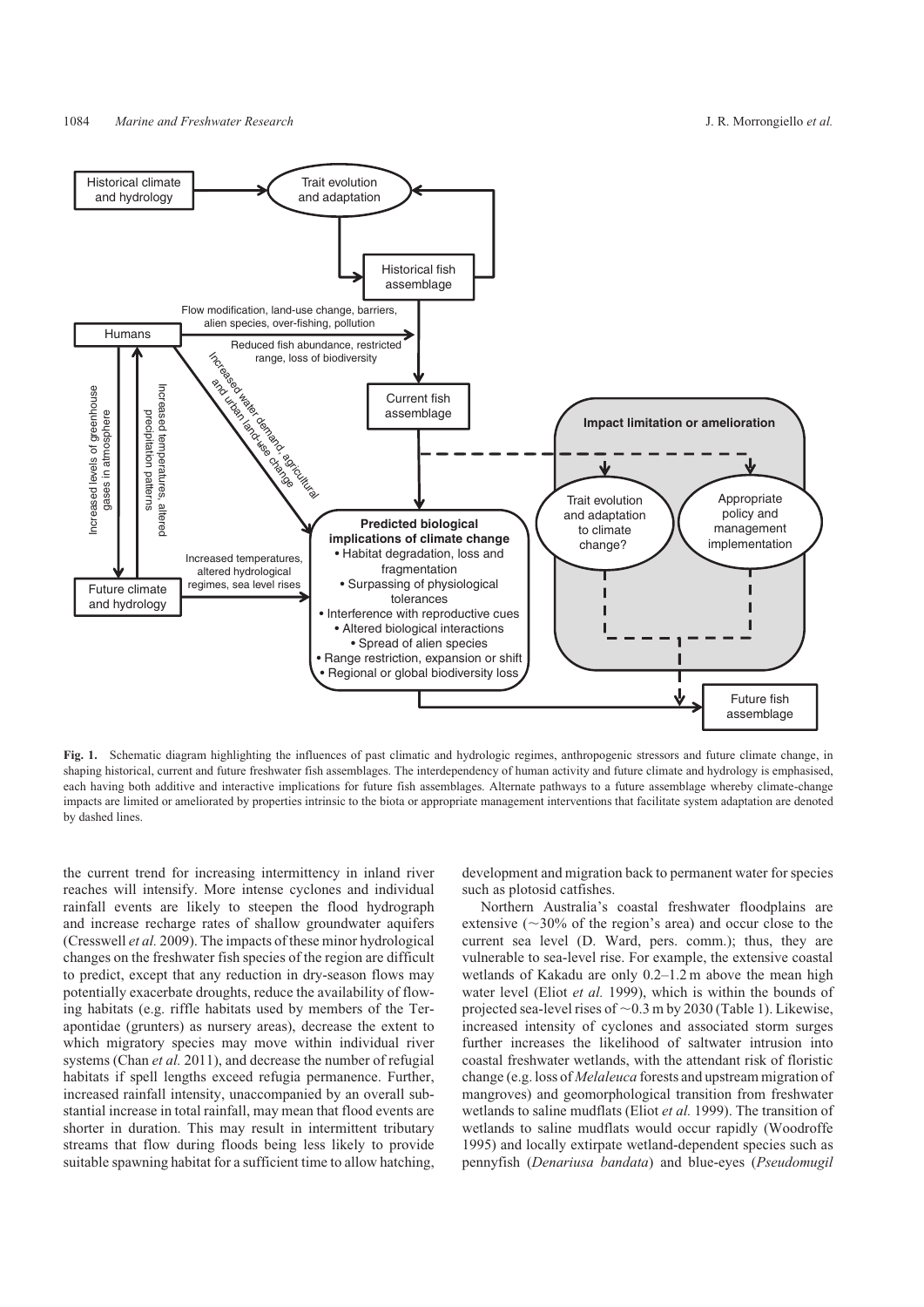Historical climate and hydrology

Trait evolution and adaptation

Historical fish assemblage

Flow modification, land-use change, barriers, alien species, over-fishing, pollution

Humans

Reduced fish abundance, restricted range, loss of biodiversity

Increased water demand, agricultural and urban land-use change

Current fish assemblage

Increased levels of greenhouse gases in atmosphere

Increased temperatures, altered precipitation patterns

Impact limitation or amelioration

Trait evolution and adaptation to climate change?

Appropriate policy and management implementation

**Predicted biological implications of climate change**

- Habitat degradation, loss and fragmentation
- Surpassing of physiological tolerances
- Interference with reproductive cues
- Altered biological interactions
- Spread of alien species
- Range restriction, expansion or shift
- Regional or global biodiversity loss

Increased temperatures, altered hydrological regimes, sea level rises

Future climate and hydrology

Future fish assemblage

**Fig. 1.** Schematic diagram highlighting the influences of past climatic and hydrologic regimes, anthropogenic stressors and future climate change, in shaping historical, current and future freshwater fish assemblages. The interdependency of human activity and future climate and hydrology is emphasised, each having both additive and interactive implications for future fish assemblages. Alternate pathways to a future assemblage whereby climate-change impacts are limited or ameliorated by properties intrinsic to the biota or appropriate management interventions that facilitate system adaptation are denoted by dashed lines.

the current trend for increasing intermittency in inland river reaches will intensify. More intense cyclones and individual rainfall events are likely to steepen the flood hydrograph and increase recharge rates of shallow groundwater aquifers (Cresswell *et al.* 2009). The impacts of these minor hydrological changes on the freshwater fish species of the region are difficult to predict, except that any reduction in dry-season flows may potentially exacerbate droughts, reduce the availability of flowing habitats (e.g. riffle habitats used by members of the Terapontidae (grunters) as nursery areas), decrease the extent to which migratory species may move within individual river systems (Chan *et al.* 2011), and decrease the number of refugial habitats if spell lengths exceed refugia permanence. Further, increased rainfall intensity, unaccompanied by an overall substantial increase in total rainfall, may mean that flood events are shorter in duration. This may result in intermittent tributary streams that flow during floods being less likely to provide suitable spawning habitat for a sufficient time to allow hatching, development and migration back to permanent water for species such as plotosid catfishes.

Northern Australia's coastal freshwater floodplains are extensive (~30% of the region's area) and occur close to the current sea level (D. Ward, pers. comm.); thus, they are vulnerable to sea-level rise. For example, the extensive coastal wetlands of Kakadu are only 0.2–1.2 m above the mean high water level (Eliot *et al.* 1999), which is within the bounds of projected sea-level rises of ~0.3 m by 2030 (Table 1). Likewise, increased intensity of cyclones and associated storm surges further increases the likelihood of saltwater intrusion into coastal freshwater wetlands, with the attendant risk of floristic change (e.g. loss of *Melaleuca* forests and upstream migration of mangroves) and geomorphological transition from freshwater wetlands to saline mudflats (Eliot *et al.* 1999). The transition of wetlands to saline mudflats would occur rapidly (Woodroffe 1995) and locally extirpate wetland-dependent species such as pennyfish (*Denariusa bandata*) and blue-eyes (*Pseudomugil*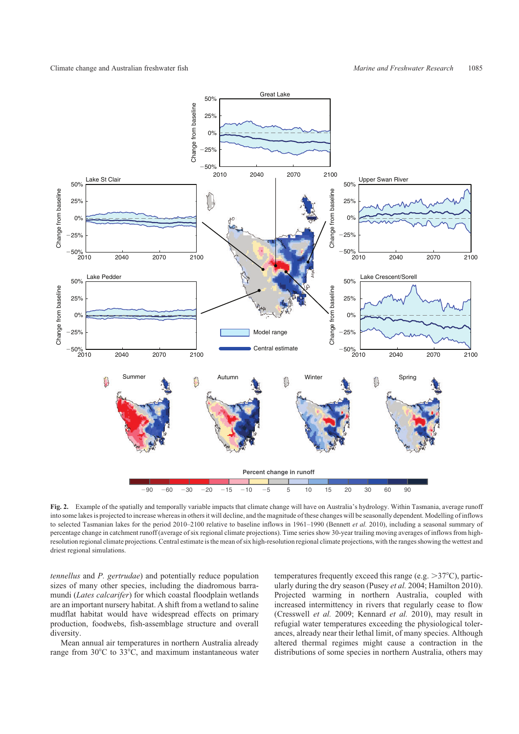Great Lake

50%
25%
0%
−25%
−50%

Change from baseline

2010 2040 2070 2100

Lake St Clair

50%
25%
0%
−25%
−50%

Change from baseline

2010 2040 2070 2100

Upper Swan River

50%
25%
0%
−25%
−50%

Change from baseline

2010 2040 2070 2100

Lake Pedder

50%
25%
0%
−25%
−50%

Change from baseline

2010 2040 2070 2100

Lake Crescent/Sorell

50%
25%
0%
−25%
−50%

Change from baseline

2010 2040 2070 2100

Model range

Central estimate

Summer Autumn Winter Spring

Percent change in runoff

−90 −60 −30 −20 −15 −10 −5 5 10 15 20 30 60 90

**Fig. 2.** Example of the spatially and temporally variable impacts that climate change will have on Australia's hydrology. Within Tasmania, average runoff into some lakes is projected to increase whereas in others it will decline, and the magnitude of these changes will be seasonally dependent. Modelling of inflows to selected Tasmanian lakes for the period 2010–2100 relative to baseline inflows in 1961–1990 (Bennett *et al.* 2010), including a seasonal summary of percentage change in catchment runoff (average of six regional climate projections). Time series show 30-year trailing moving averages of inflows from high-resolution regional climate projections. Central estimate is the mean of six high-resolution regional climate projections, with the ranges showing the wettest and driest regional simulations.

*tennellus* and *P. gertrudae*) and potentially reduce population sizes of many other species, including the diadromous barramundi (*Lates calcarifer*) for which coastal floodplain wetlands are an important nursery habitat. A shift from a wetland to saline mudflat habitat would have widespread effects on primary production, foodwebs, fish-assemblage structure and overall diversity.

Mean annual air temperatures in northern Australia already range from 30°C to 33°C, and maximum instantaneous water temperatures frequently exceed this range (e.g. >37°C), particularly during the dry season (Pusey *et al.* 2004; Hamilton 2010). Projected warming in northern Australia, coupled with increased intermittency in rivers that regularly cease to flow (Cresswell *et al.* 2009; Kennard *et al.* 2010), may result in refugial water temperatures exceeding the physiological tolerances, already near their lethal limit, of many species. Although altered thermal regimes might cause a contraction in the distributions of some species in northern Australia, others may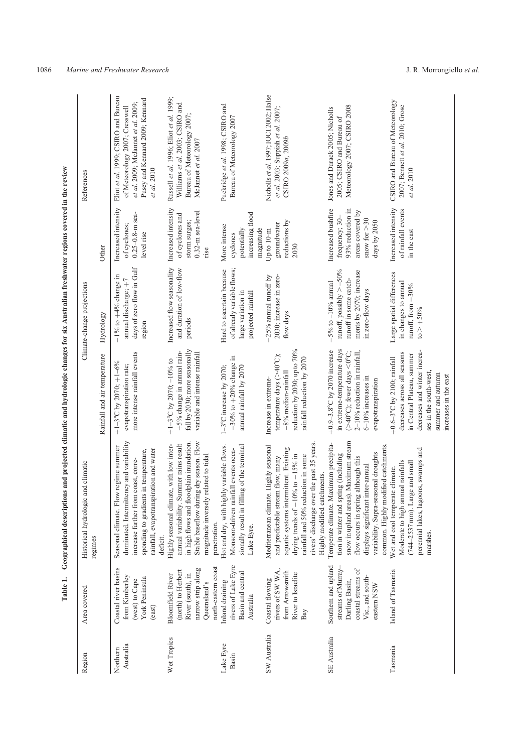**Table 1. Geographical descriptions and projected climatic and hydrologic changes for six Australian freshwater regions covered in the review**

| Region | Area covered | Historical hydrologic and climatic regimes | Climate-change projections | | | References |
|---|---|---|---|---|---|---|
| | | | Rainfall and air temperature | Hydrology | Other | |
| Northern Australia | Coastal river basins from Kimberley (west) to Cape York Peninsula (east) | Seasonal climate. Flow regime summer dominated. Intermittency and variability increase further from coast, corresponding to gradients in temperature, rainfall, evapotranspiration and water deficit. | +1–3°C by 2070; +1–6% evapotranspiration rate; more intense rainfall events | −1% to +4% change in annual discharge; +7 days of zero flow in Gulf region | Increased intensity of cyclones; 0.25–0.8-m sea-level rise | Eliot *et al.* 1999; CSIRO and Bureau of Meteorology 2007; Cresswell *et al.* 2009; McJannet *et al.* 2009; Pusey and Kennard 2009; Kennard *et al.* 2010 |
| Wet Tropics | Bloomfield River (north) to Herbert River (south), in narrow strip along Queensland's north-eastern coast | Highly seasonal climate, with low inter-annual variability. Summer rains result in high flows and floodplain inundation. Stable baseflow during dry season. Flow magnitude inversely related to tidal penetration. | +1–3°C by 2070; −10% to +5% change in annual rainfall by 2030; more seasonally variable and intense rainfall | Increased flow seasonality and duration of low-flow periods | Increased intensity of cyclones and storm surges; 0.32-m sea-level rise | Russell *et al.* 1996; Eliot *et al.* 1999; Williams *et al.* 2003; CSIRO and Bureau of Meteorology 2007; McJannet *et al.* 2007 |
| Lake Eyre Basin | Inland draining rivers of Lake Eyre Basin and central Australia | Hot and dry, with highly variable flows. Monsoon-driven rainfall events occasionally result in filling of the terminal Lake Eyre. | 1–3°C increase by 2070; −30% to +20% change in annual rainfall by 2070 | Hard to ascertain because of already variable flows; large variation in projected rainfall | More intense cyclones potentially increasing flood magnitude | Puckridge *et al.* 1998; CSIRO and Bureau of Meteorology 2007 |
| SW Australia | Coastal flowing rivers of SW WA, from Arrowsmith River to Israelite Bay | Mediterranean climate. Highly seasonal and predictable stream flow, many aquatic systems intermittent. Existing drying trends of −10% to −15% in rainfall and 50% reduction in some rivers' discharge over the past 35 years. Highly modified catchments. | Increase in extreme-temperature days (>40°C); −8% median-rainfall reduction by 2030; up to 70% rainfall reduction by 2070 | −25% annual runoff by 2030; increase in zero-flow days | Up to 10-m groundwater reductions by 2030 | Nicholls *et al.* 1997; IOCI 2002; Halse *et al.* 2003; Suppiah *et al.* 2007; CSIRO 2009*a*, 2009*b* |
| SE Australia | Southern and upland streams of Murray–Darling Basin, coastal streams of Vic., and south-eastern NSW | Temperate climate. Maximum precipitation in winter and spring (including snow in upland areas). Maximum stream flow occurs in spring although this displays significant inter-annual variability. Supra-seasonal droughts common. Highly modified catchments. | +0.9–3.8°C by 2070 increase in extreme-temperature days (>40°C); fewer days <0°C; 2–10% reduction in rainfall, 6–10% increases in evapotranspiration | −5% to −10% annual runoff, possibly >−50% runoff in some catchments by 2070; increase in zero-flow days | Increased bushfire frequency; 30–93% reduction in areas covered by snow for >30 days by 2050 | Jones and Durack 2005; Nicholls 2005; CSIRO and Bureau of Meteorology 2007; CSIRO 2008 |
| Tasmania | Island of Tasmania | Wet and cool temperate climate. Moderate to high annual rainfalls (744–2537 mm). Large and small perennial lakes, lagoons, swamps and marshes. | +0.6–3°C by 2100; rainfall decreases across all seasons in Central Plateau, summer decreases and winter increases in the south-west, summer and autumn increases in the east | Large spatial differences in changes to annual runoff, from −30% to >+50% | Increased intensity of rainfall events in the east | CSIRO and Bureau of Meteorology 2007; Bennett *et al.* 2010; Grose *et al.* 2010 |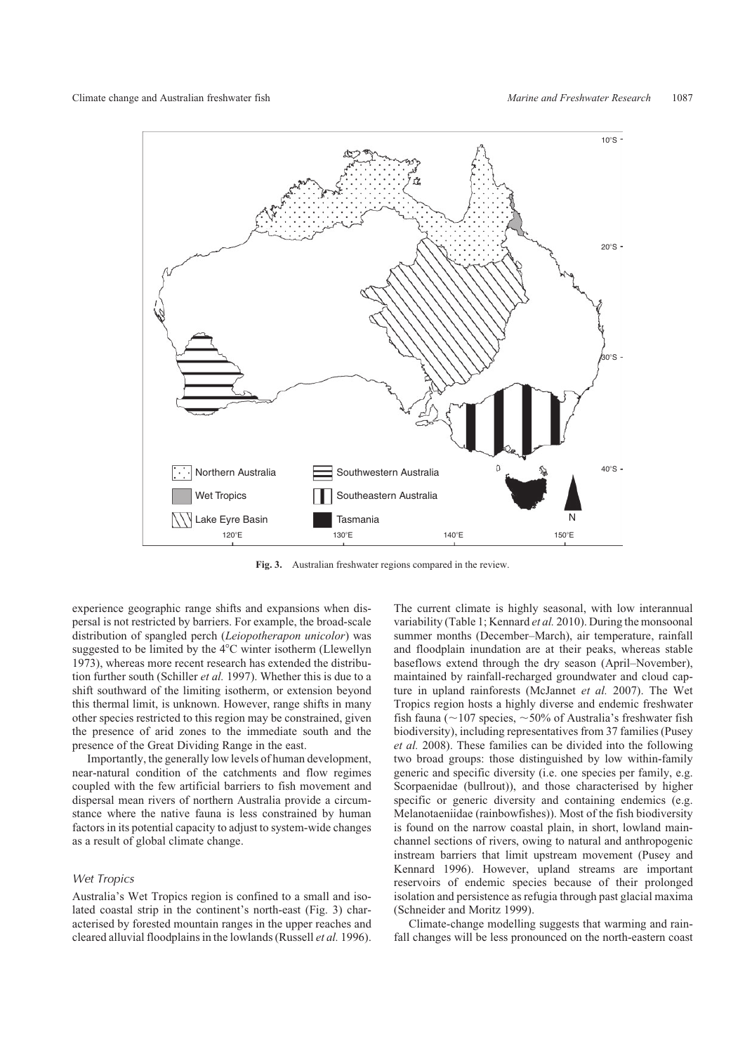Northern Australia
Wet Tropics
Lake Eyre Basin
Southwestern Australia
Southeastern Australia
Tasmania
N
10°S
20°S
30°S
40°S
120°E
130°E
140°E
150°E

**Fig. 3.** Australian freshwater regions compared in the review.

experience geographic range shifts and expansions when dispersal is not restricted by barriers. For example, the broad-scale distribution of spangled perch (*Leiopotherapon unicolor*) was suggested to be limited by the 4°C winter isotherm (Llewellyn 1973), whereas more recent research has extended the distribution further south (Schiller *et al.* 1997). Whether this is due to a shift southward of the limiting isotherm, or extension beyond this thermal limit, is unknown. However, range shifts in many other species restricted to this region may be constrained, given the presence of arid zones to the immediate south and the presence of the Great Dividing Range in the east.

Importantly, the generally low levels of human development, near-natural condition of the catchments and flow regimes coupled with the few artificial barriers to fish movement and dispersal mean rivers of northern Australia provide a circumstance where the native fauna is less constrained by human factors in its potential capacity to adjust to system-wide changes as a result of global climate change.

### *Wet Tropics*

Australia's Wet Tropics region is confined to a small and isolated coastal strip in the continent's north-east (Fig. 3) characterised by forested mountain ranges in the upper reaches and cleared alluvial floodplains in the lowlands (Russell *et al.* 1996). The current climate is highly seasonal, with low interannual variability (Table 1; Kennard *et al.* 2010). During the monsoonal summer months (December–March), air temperature, rainfall and floodplain inundation are at their peaks, whereas stable baseflows extend through the dry season (April–November), maintained by rainfall-recharged groundwater and cloud capture in upland rainforests (McJannet *et al.* 2007). The Wet Tropics region hosts a highly diverse and endemic freshwater fish fauna (~107 species, ~50% of Australia's freshwater fish biodiversity), including representatives from 37 families (Pusey *et al.* 2008). These families can be divided into the following two broad groups: those distinguished by low within-family generic and specific diversity (i.e. one species per family, e.g. Scorpaenidae (bullrout)), and those characterised by higher specific or generic diversity and containing endemics (e.g. Melanotaeniidae (rainbowfishes)). Most of the fish biodiversity is found on the narrow coastal plain, in short, lowland main-channel sections of rivers, owing to natural and anthropogenic instream barriers that limit upstream movement (Pusey and Kennard 1996). However, upland streams are important reservoirs of endemic species because of their prolonged isolation and persistence as refugia through past glacial maxima (Schneider and Moritz 1999).

Climate-change modelling suggests that warming and rainfall changes will be less pronounced on the north-eastern coast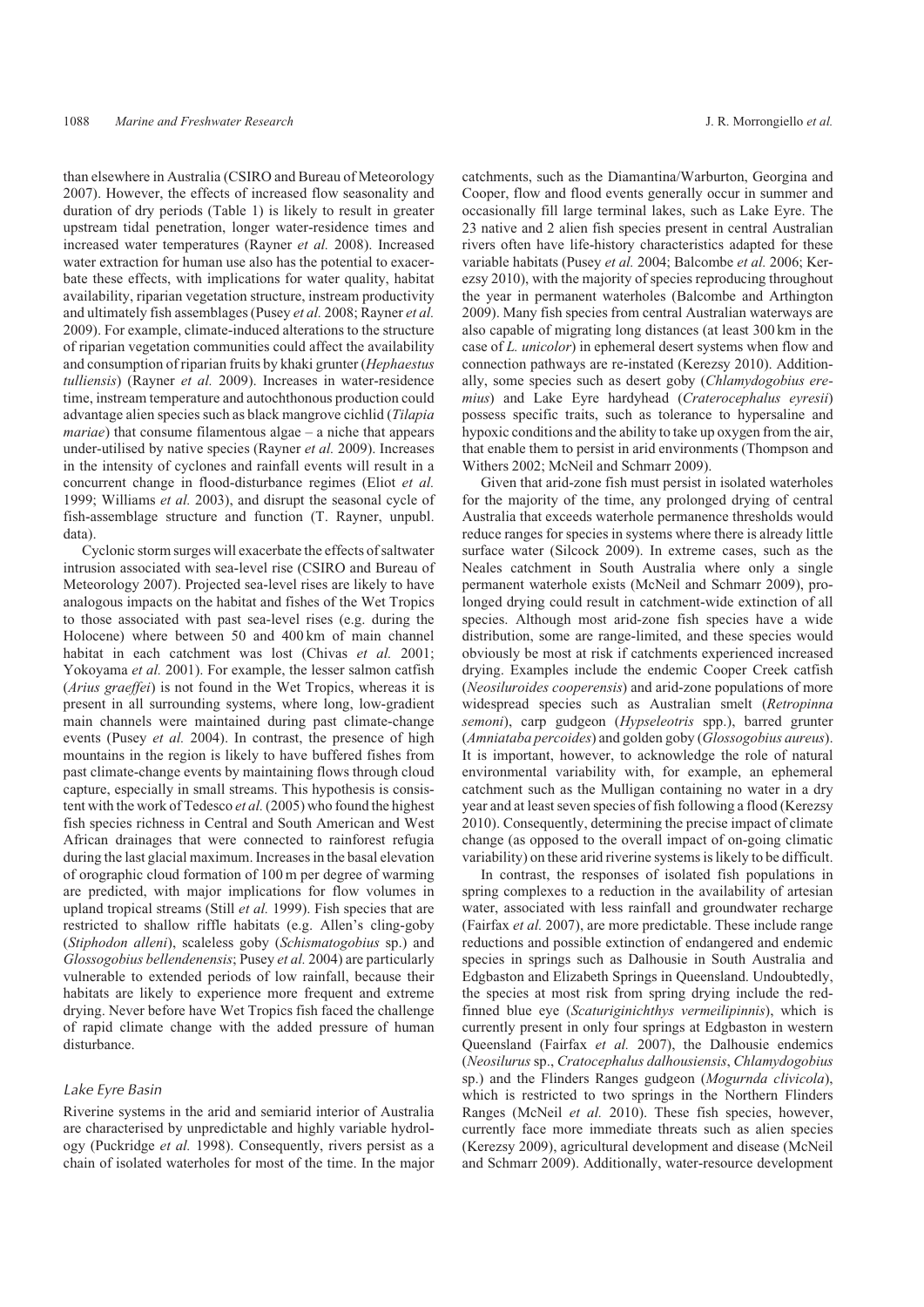than elsewhere in Australia (CSIRO and Bureau of Meteorology 2007). However, the effects of increased flow seasonality and duration of dry periods (Table 1) is likely to result in greater upstream tidal penetration, longer water-residence times and increased water temperatures (Rayner *et al.* 2008). Increased water extraction for human use also has the potential to exacerbate these effects, with implications for water quality, habitat availability, riparian vegetation structure, instream productivity and ultimately fish assemblages (Pusey *et al.* 2008; Rayner *et al.* 2009). For example, climate-induced alterations to the structure of riparian vegetation communities could affect the availability and consumption of riparian fruits by khaki grunter (*Hephaestus tulliensis*) (Rayner *et al.* 2009). Increases in water-residence time, instream temperature and autochthonous production could advantage alien species such as black mangrove cichlid (*Tilapia mariae*) that consume filamentous algae – a niche that appears under-utilised by native species (Rayner *et al.* 2009). Increases in the intensity of cyclones and rainfall events will result in a concurrent change in flood-disturbance regimes (Eliot *et al.* 1999; Williams *et al.* 2003), and disrupt the seasonal cycle of fish-assemblage structure and function (T. Rayner, unpubl. data).

Cyclonic storm surges will exacerbate the effects of saltwater intrusion associated with sea-level rise (CSIRO and Bureau of Meteorology 2007). Projected sea-level rises are likely to have analogous impacts on the habitat and fishes of the Wet Tropics to those associated with past sea-level rises (e.g. during the Holocene) where between 50 and 400 km of main channel habitat in each catchment was lost (Chivas *et al.* 2001; Yokoyama *et al.* 2001). For example, the lesser salmon catfish (*Arius graeffei*) is not found in the Wet Tropics, whereas it is present in all surrounding systems, where long, low-gradient main channels were maintained during past climate-change events (Pusey *et al.* 2004). In contrast, the presence of high mountains in the region is likely to have buffered fishes from past climate-change events by maintaining flows through cloud capture, especially in small streams. This hypothesis is consistent with the work of Tedesco *et al.* (2005) who found the highest fish species richness in Central and South American and West African drainages that were connected to rainforest refugia during the last glacial maximum. Increases in the basal elevation of orographic cloud formation of 100 m per degree of warming are predicted, with major implications for flow volumes in upland tropical streams (Still *et al.* 1999). Fish species that are restricted to shallow riffle habitats (e.g. Allen's cling-goby (*Stiphodon alleni*), scaleless goby (*Schismatogobius* sp.) and *Glossogobius bellendenensis*; Pusey *et al.* 2004) are particularly vulnerable to extended periods of low rainfall, because their habitats are likely to experience more frequent and extreme drying. Never before have Wet Tropics fish faced the challenge of rapid climate change with the added pressure of human disturbance.

### Lake Eyre Basin

Riverine systems in the arid and semiarid interior of Australia are characterised by unpredictable and highly variable hydrology (Puckridge *et al.* 1998). Consequently, rivers persist as a chain of isolated waterholes for most of the time. In the major catchments, such as the Diamantina/Warburton, Georgina and Cooper, flow and flood events generally occur in summer and occasionally fill large terminal lakes, such as Lake Eyre. The 23 native and 2 alien fish species present in central Australian rivers often have life-history characteristics adapted for these variable habitats (Pusey *et al.* 2004; Balcombe *et al.* 2006; Kerezsy 2010), with the majority of species reproducing throughout the year in permanent waterholes (Balcombe and Arthington 2009). Many fish species from central Australian waterways are also capable of migrating long distances (at least 300 km in the case of *L. unicolor*) in ephemeral desert systems when flow and connection pathways are re-instated (Kerezsy 2010). Additionally, some species such as desert goby (*Chlamydogobius eremius*) and Lake Eyre hardyhead (*Craterocephalus eyresii*) possess specific traits, such as tolerance to hypersaline and hypoxic conditions and the ability to take up oxygen from the air, that enable them to persist in arid environments (Thompson and Withers 2002; McNeil and Schmarr 2009).

Given that arid-zone fish must persist in isolated waterholes for the majority of the time, any prolonged drying of central Australia that exceeds waterhole permanence thresholds would reduce ranges for species in systems where there is already little surface water (Silcock 2009). In extreme cases, such as the Neales catchment in South Australia where only a single permanent waterhole exists (McNeil and Schmarr 2009), prolonged drying could result in catchment-wide extinction of all species. Although most arid-zone fish species have a wide distribution, some are range-limited, and these species would obviously be most at risk if catchments experienced increased drying. Examples include the endemic Cooper Creek catfish (*Neosiluroides cooperensis*) and arid-zone populations of more widespread species such as Australian smelt (*Retropinna semoni*), carp gudgeon (*Hypseleotris* spp.), barred grunter (*Amniataba percoides*) and golden goby (*Glossogobius aureus*). It is important, however, to acknowledge the role of natural environmental variability with, for example, an ephemeral catchment such as the Mulligan containing no water in a dry year and at least seven species of fish following a flood (Kerezsy 2010). Consequently, determining the precise impact of climate change (as opposed to the overall impact of on-going climatic variability) on these arid riverine systems is likely to be difficult.

In contrast, the responses of isolated fish populations in spring complexes to a reduction in the availability of artesian water, associated with less rainfall and groundwater recharge (Fairfax *et al.* 2007), are more predictable. These include range reductions and possible extinction of endangered and endemic species in springs such as Dalhousie in South Australia and Edgbaston and Elizabeth Springs in Queensland. Undoubtedly, the species at most risk from spring drying include the red-finned blue eye (*Scaturiginichthys vermeilipinnis*), which is currently present in only four springs at Edgbaston in western Queensland (Fairfax *et al.* 2007), the Dalhousie endemics (*Neosilurus* sp., *Cratocephalus dalhousiensis*, *Chlamydogobius* sp.) and the Flinders Ranges gudgeon (*Mogurnda clivicola*), which is restricted to two springs in the Northern Flinders Ranges (McNeil *et al.* 2010). These fish species, however, currently face more immediate threats such as alien species (Kerezsy 2009), agricultural development and disease (McNeil and Schmarr 2009). Additionally, water-resource development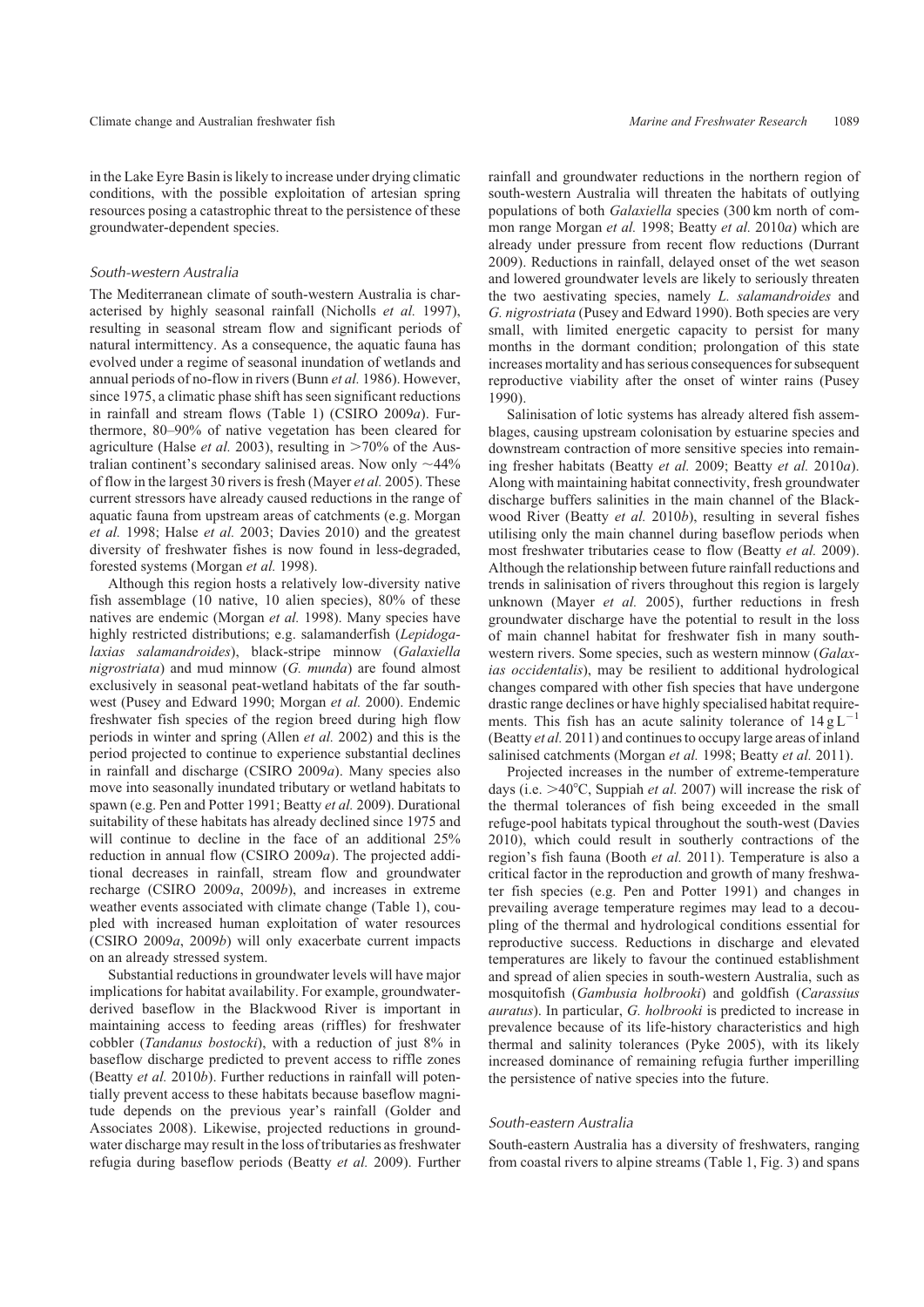in the Lake Eyre Basin is likely to increase under drying climatic conditions, with the possible exploitation of artesian spring resources posing a catastrophic threat to the persistence of these groundwater-dependent species.

### *South-western Australia*

The Mediterranean climate of south-western Australia is characterised by highly seasonal rainfall (Nicholls *et al.* 1997), resulting in seasonal stream flow and significant periods of natural intermittency. As a consequence, the aquatic fauna has evolved under a regime of seasonal inundation of wetlands and annual periods of no-flow in rivers (Bunn *et al.* 1986). However, since 1975, a climatic phase shift has seen significant reductions in rainfall and stream flows (Table 1) (CSIRO 2009*a*). Furthermore, 80–90% of native vegetation has been cleared for agriculture (Halse *et al.* 2003), resulting in >70% of the Australian continent's secondary salinised areas. Now only ~44% of flow in the largest 30 rivers is fresh (Mayer *et al.* 2005). These current stressors have already caused reductions in the range of aquatic fauna from upstream areas of catchments (e.g. Morgan *et al.* 1998; Halse *et al.* 2003; Davies 2010) and the greatest diversity of freshwater fishes is now found in less-degraded, forested systems (Morgan *et al.* 1998).

Although this region hosts a relatively low-diversity native fish assemblage (10 native, 10 alien species), 80% of these natives are endemic (Morgan *et al.* 1998). Many species have highly restricted distributions; e.g. salamanderfish (*Lepidogalaxias salamandroides*), black-stripe minnow (*Galaxiella nigrostriata*) and mud minnow (*G. munda*) are found almost exclusively in seasonal peat-wetland habitats of the far southwest (Pusey and Edward 1990; Morgan *et al.* 2000). Endemic freshwater fish species of the region breed during high flow periods in winter and spring (Allen *et al.* 2002) and this is the period projected to continue to experience substantial declines in rainfall and discharge (CSIRO 2009*a*). Many species also move into seasonally inundated tributary or wetland habitats to spawn (e.g. Pen and Potter 1991; Beatty *et al.* 2009). Durational suitability of these habitats has already declined since 1975 and will continue to decline in the face of an additional 25% reduction in annual flow (CSIRO 2009*a*). The projected additional decreases in rainfall, stream flow and groundwater recharge (CSIRO 2009*a*, 2009*b*), and increases in extreme weather events associated with climate change (Table 1), coupled with increased human exploitation of water resources (CSIRO 2009*a*, 2009*b*) will only exacerbate current impacts on an already stressed system.

Substantial reductions in groundwater levels will have major implications for habitat availability. For example, groundwater-derived baseflow in the Blackwood River is important in maintaining access to feeding areas (riffles) for freshwater cobbler (*Tandanus bostocki*), with a reduction of just 8% in baseflow discharge predicted to prevent access to riffle zones (Beatty *et al.* 2010*b*). Further reductions in rainfall will potentially prevent access to these habitats because baseflow magnitude depends on the previous year's rainfall (Golder and Associates 2008). Likewise, projected reductions in groundwater discharge may result in the loss of tributaries as freshwater refugia during baseflow periods (Beatty *et al.* 2009). Further rainfall and groundwater reductions in the northern region of south-western Australia will threaten the habitats of outlying populations of both *Galaxiella* species (300 km north of common range Morgan *et al.* 1998; Beatty *et al.* 2010*a*) which are already under pressure from recent flow reductions (Durrant 2009). Reductions in rainfall, delayed onset of the wet season and lowered groundwater levels are likely to seriously threaten the two aestivating species, namely *L. salamandroides* and *G. nigrostriata* (Pusey and Edward 1990). Both species are very small, with limited energetic capacity to persist for many months in the dormant condition; prolongation of this state increases mortality and has serious consequences for subsequent reproductive viability after the onset of winter rains (Pusey 1990).

Salinisation of lotic systems has already altered fish assemblages, causing upstream colonisation by estuarine species and downstream contraction of more sensitive species into remaining fresher habitats (Beatty *et al.* 2009; Beatty *et al.* 2010*a*). Along with maintaining habitat connectivity, fresh groundwater discharge buffers salinities in the main channel of the Blackwood River (Beatty *et al.* 2010*b*), resulting in several fishes utilising only the main channel during baseflow periods when most freshwater tributaries cease to flow (Beatty *et al.* 2009). Although the relationship between future rainfall reductions and trends in salinisation of rivers throughout this region is largely unknown (Mayer *et al.* 2005), further reductions in fresh groundwater discharge have the potential to result in the loss of main channel habitat for freshwater fish in many south-western rivers. Some species, such as western minnow (*Galaxias occidentalis*), may be resilient to additional hydrological changes compared with other fish species that have undergone drastic range declines or have highly specialised habitat requirements. This fish has an acute salinity tolerance of $14\,g\,L^{-1}$ (Beatty *et al.* 2011) and continues to occupy large areas of inland salinised catchments (Morgan *et al.* 1998; Beatty *et al.* 2011).

Projected increases in the number of extreme-temperature days (i.e. >40°C, Suppiah *et al.* 2007) will increase the risk of the thermal tolerances of fish being exceeded in the small refuge-pool habitats typical throughout the south-west (Davies 2010), which could result in southerly contractions of the region's fish fauna (Booth *et al.* 2011). Temperature is also a critical factor in the reproduction and growth of many freshwater fish species (e.g. Pen and Potter 1991) and changes in prevailing average temperature regimes may lead to a decoupling of the thermal and hydrological conditions essential for reproductive success. Reductions in discharge and elevated temperatures are likely to favour the continued establishment and spread of alien species in south-western Australia, such as mosquitofish (*Gambusia holbrooki*) and goldfish (*Carassius auratus*). In particular, *G. holbrooki* is predicted to increase in prevalence because of its life-history characteristics and high thermal and salinity tolerances (Pyke 2005), with its likely increased dominance of remaining refugia further imperilling the persistence of native species into the future.

### *South-eastern Australia*

South-eastern Australia has a diversity of freshwaters, ranging from coastal rivers to alpine streams (Table 1, Fig. 3) and spans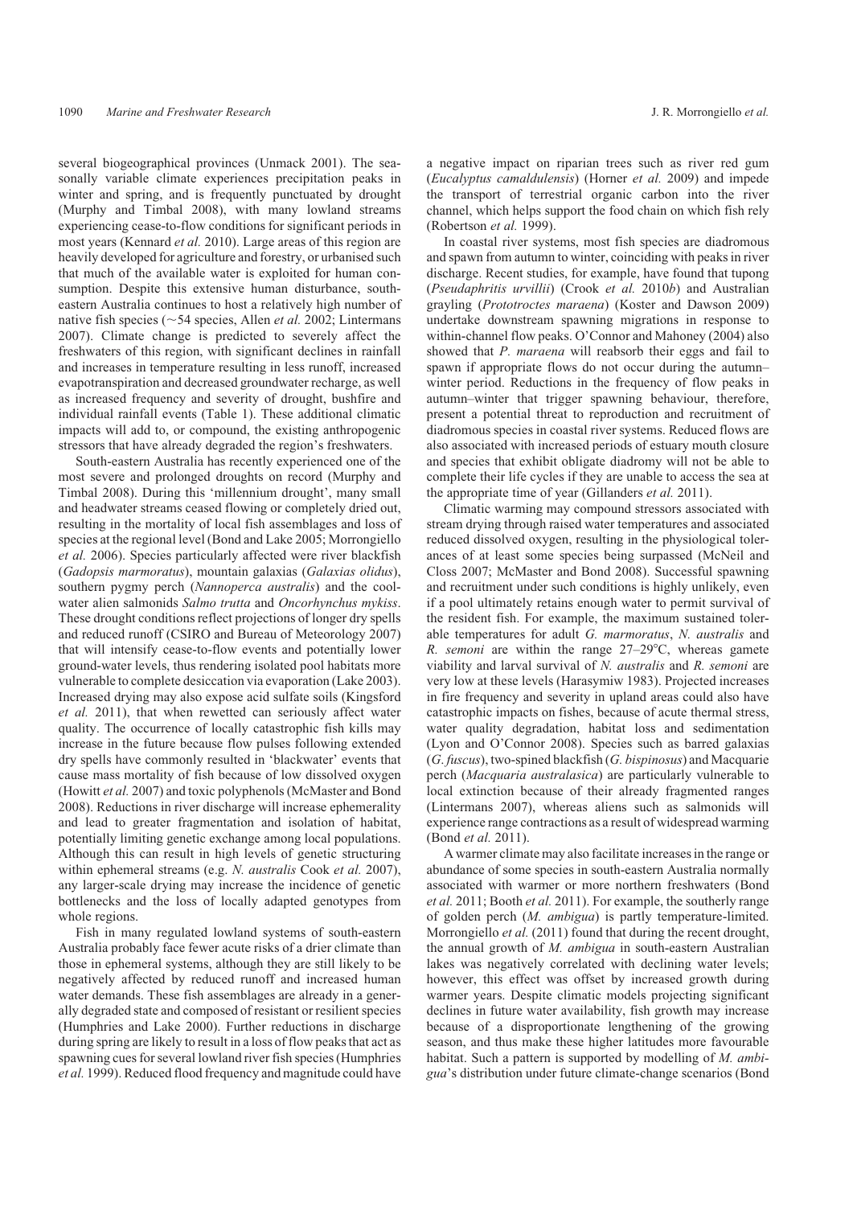several biogeographical provinces (Unmack 2001). The seasonally variable climate experiences precipitation peaks in winter and spring, and is frequently punctuated by drought (Murphy and Timbal 2008), with many lowland streams experiencing cease-to-flow conditions for significant periods in most years (Kennard *et al.* 2010). Large areas of this region are heavily developed for agriculture and forestry, or urbanised such that much of the available water is exploited for human consumption. Despite this extensive human disturbance, south-eastern Australia continues to host a relatively high number of native fish species (~54 species, Allen *et al.* 2002; Lintermans 2007). Climate change is predicted to severely affect the freshwaters of this region, with significant declines in rainfall and increases in temperature resulting in less runoff, increased evapotranspiration and decreased groundwater recharge, as well as increased frequency and severity of drought, bushfire and individual rainfall events (Table 1). These additional climatic impacts will add to, or compound, the existing anthropogenic stressors that have already degraded the region's freshwaters.

South-eastern Australia has recently experienced one of the most severe and prolonged droughts on record (Murphy and Timbal 2008). During this 'millennium drought', many small and headwater streams ceased flowing or completely dried out, resulting in the mortality of local fish assemblages and loss of species at the regional level (Bond and Lake 2005; Morrongiello *et al.* 2006). Species particularly affected were river blackfish (*Gadopsis marmoratus*), mountain galaxias (*Galaxias olidus*), southern pygmy perch (*Nannoperca australis*) and the cool-water alien salmonids *Salmo trutta* and *Oncorhynchus mykiss*. These drought conditions reflect projections of longer dry spells and reduced runoff (CSIRO and Bureau of Meteorology 2007) that will intensify cease-to-flow events and potentially lower ground-water levels, thus rendering isolated pool habitats more vulnerable to complete desiccation via evaporation (Lake 2003). Increased drying may also expose acid sulfate soils (Kingsford *et al.* 2011), that when rewetted can seriously affect water quality. The occurrence of locally catastrophic fish kills may increase in the future because flow pulses following extended dry spells have commonly resulted in 'blackwater' events that cause mass mortality of fish because of low dissolved oxygen (Howitt *et al.* 2007) and toxic polyphenols (McMaster and Bond 2008). Reductions in river discharge will increase ephemerality and lead to greater fragmentation and isolation of habitat, potentially limiting genetic exchange among local populations. Although this can result in high levels of genetic structuring within ephemeral streams (e.g. *N. australis* Cook *et al.* 2007), any larger-scale drying may increase the incidence of genetic bottlenecks and the loss of locally adapted genotypes from whole regions.

Fish in many regulated lowland systems of south-eastern Australia probably face fewer acute risks of a drier climate than those in ephemeral systems, although they are still likely to be negatively affected by reduced runoff and increased human water demands. These fish assemblages are already in a generally degraded state and composed of resistant or resilient species (Humphries and Lake 2000). Further reductions in discharge during spring are likely to result in a loss of flow peaks that act as spawning cues for several lowland river fish species (Humphries *et al.* 1999). Reduced flood frequency and magnitude could have a negative impact on riparian trees such as river red gum (*Eucalyptus camaldulensis*) (Horner *et al.* 2009) and impede the transport of terrestrial organic carbon into the river channel, which helps support the food chain on which fish rely (Robertson *et al.* 1999).

In coastal river systems, most fish species are diadromous and spawn from autumn to winter, coinciding with peaks in river discharge. Recent studies, for example, have found that tupong (*Pseudaphritis urvillii*) (Crook *et al.* 2010*b*) and Australian grayling (*Prototroctes maraena*) (Koster and Dawson 2009) undertake downstream spawning migrations in response to within-channel flow peaks. O'Connor and Mahoney (2004) also showed that *P. maraena* will reabsorb their eggs and fail to spawn if appropriate flows do not occur during the autumn–winter period. Reductions in the frequency of flow peaks in autumn–winter that trigger spawning behaviour, therefore, present a potential threat to reproduction and recruitment of diadromous species in coastal river systems. Reduced flows are also associated with increased periods of estuary mouth closure and species that exhibit obligate diadromy will not be able to complete their life cycles if they are unable to access the sea at the appropriate time of year (Gillanders *et al.* 2011).

Climatic warming may compound stressors associated with stream drying through raised water temperatures and associated reduced dissolved oxygen, resulting in the physiological tolerances of at least some species being surpassed (McNeil and Closs 2007; McMaster and Bond 2008). Successful spawning and recruitment under such conditions is highly unlikely, even if a pool ultimately retains enough water to permit survival of the resident fish. For example, the maximum sustained tolerable temperatures for adult *G. marmoratus*, *N. australis* and *R. semoni* are within the range 27–29°C, whereas gamete viability and larval survival of *N. australis* and *R. semoni* are very low at these levels (Harasymiw 1983). Projected increases in fire frequency and severity in upland areas could also have catastrophic impacts on fishes, because of acute thermal stress, water quality degradation, habitat loss and sedimentation (Lyon and O'Connor 2008). Species such as barred galaxias (*G. fuscus*), two-spined blackfish (*G. bispinosus*) and Macquarie perch (*Macquaria australasica*) are particularly vulnerable to local extinction because of their already fragmented ranges (Lintermans 2007), whereas aliens such as salmonids will experience range contractions as a result of widespread warming (Bond *et al.* 2011).

A warmer climate may also facilitate increases in the range or abundance of some species in south-eastern Australia normally associated with warmer or more northern freshwaters (Bond *et al.* 2011; Booth *et al.* 2011). For example, the southerly range of golden perch (*M. ambigua*) is partly temperature-limited. Morrongiello *et al.* (2011) found that during the recent drought, the annual growth of *M. ambigua* in south-eastern Australian lakes was negatively correlated with declining water levels; however, this effect was offset by increased growth during warmer years. Despite climatic models projecting significant declines in future water availability, fish growth may increase because of a disproportionate lengthening of the growing season, and thus make these higher latitudes more favourable habitat. Such a pattern is supported by modelling of *M. ambigua*'s distribution under future climate-change scenarios (Bond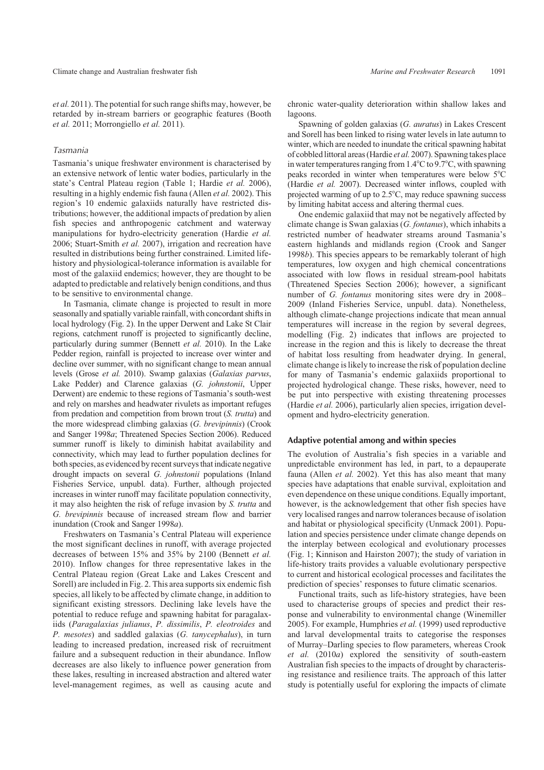*et al.* 2011). The potential for such range shifts may, however, be retarded by in-stream barriers or geographic features (Booth *et al.* 2011; Morrongiello *et al.* 2011).

### *Tasmania*

Tasmania's unique freshwater environment is characterised by an extensive network of lentic water bodies, particularly in the state's Central Plateau region (Table 1; Hardie *et al.* 2006), resulting in a highly endemic fish fauna (Allen *et al.* 2002). This region's 10 endemic galaxiids naturally have restricted distributions; however, the additional impacts of predation by alien fish species and anthropogenic catchment and waterway manipulations for hydro-electricity generation (Hardie *et al.* 2006; Stuart-Smith *et al.* 2007), irrigation and recreation have resulted in distributions being further constrained. Limited life-history and physiological-tolerance information is available for most of the galaxiid endemics; however, they are thought to be adapted to predictable and relatively benign conditions, and thus to be sensitive to environmental change.

In Tasmania, climate change is projected to result in more seasonally and spatially variable rainfall, with concordant shifts in local hydrology (Fig. 2). In the upper Derwent and Lake St Clair regions, catchment runoff is projected to significantly decline, particularly during summer (Bennett *et al.* 2010). In the Lake Pedder region, rainfall is projected to increase over winter and decline over summer, with no significant change to mean annual levels (Grose *et al.* 2010). Swamp galaxias (*Galaxias parvus*, Lake Pedder) and Clarence galaxias (*G. johnstonii*, Upper Derwent) are endemic to these regions of Tasmania's south-west and rely on marshes and headwater rivulets as important refuges from predation and competition from brown trout (*S. trutta*) and the more widespread climbing galaxias (*G. brevipinnis*) (Crook and Sanger 1998*a*; Threatened Species Section 2006). Reduced summer runoff is likely to diminish habitat availability and connectivity, which may lead to further population declines for both species, as evidenced by recent surveys that indicate negative drought impacts on several *G. johnstonii* populations (Inland Fisheries Service, unpubl. data). Further, although projected increases in winter runoff may facilitate population connectivity, it may also heighten the risk of refuge invasion by *S. trutta* and *G. brevipinnis* because of increased stream flow and barrier inundation (Crook and Sanger 1998*a*).

Freshwaters on Tasmania's Central Plateau will experience the most significant declines in runoff, with average projected decreases of between 15% and 35% by 2100 (Bennett *et al.* 2010). Inflow changes for three representative lakes in the Central Plateau region (Great Lake and Lakes Crescent and Sorell) are included in Fig. 2. This area supports six endemic fish species, all likely to be affected by climate change, in addition to significant existing stressors. Declining lake levels have the potential to reduce refuge and spawning habitat for paragalaxiids (*Paragalaxias julianus*, *P. dissimilis*, *P. eleotroides* and *P. mesotes*) and saddled galaxias (*G. tanycephalus*), in turn leading to increased predation, increased risk of recruitment failure and a subsequent reduction in their abundance. Inflow decreases are also likely to influence power generation from these lakes, resulting in increased abstraction and altered water level-management regimes, as well as causing acute and chronic water-quality deterioration within shallow lakes and lagoons.

Spawning of golden galaxias (*G. auratus*) in Lakes Crescent and Sorell has been linked to rising water levels in late autumn to winter, which are needed to inundate the critical spawning habitat of cobbled littoral areas (Hardie *et al.* 2007). Spawning takes place in water temperatures ranging from 1.4°C to 9.7°C, with spawning peaks recorded in winter when temperatures were below 5°C (Hardie *et al.* 2007). Decreased winter inflows, coupled with projected warming of up to 2.5°C, may reduce spawning success by limiting habitat access and altering thermal cues.

One endemic galaxiid that may not be negatively affected by climate change is Swan galaxias (*G. fontanus*), which inhabits a restricted number of headwater streams around Tasmania's eastern highlands and midlands region (Crook and Sanger 1998*b*). This species appears to be remarkably tolerant of high temperatures, low oxygen and high chemical concentrations associated with low flows in residual stream-pool habitats (Threatened Species Section 2006); however, a significant number of *G. fontanus* monitoring sites were dry in 2008–2009 (Inland Fisheries Service, unpubl. data). Nonetheless, although climate-change projections indicate that mean annual temperatures will increase in the region by several degrees, modelling (Fig. 2) indicates that inflows are projected to increase in the region and this is likely to decrease the threat of habitat loss resulting from headwater drying. In general, climate change is likely to increase the risk of population decline for many of Tasmania's endemic galaxiids proportional to projected hydrological change. These risks, however, need to be put into perspective with existing threatening processes (Hardie *et al.* 2006), particularly alien species, irrigation development and hydro-electricity generation.

## Adaptive potential among and within species

The evolution of Australia's fish species in a variable and unpredictable environment has led, in part, to a depauperate fauna (Allen *et al.* 2002). Yet this has also meant that many species have adaptations that enable survival, exploitation and even dependence on these unique conditions. Equally important, however, is the acknowledgement that other fish species have very localised ranges and narrow tolerances because of isolation and habitat or physiological specificity (Unmack 2001). Population and species persistence under climate change depends on the interplay between ecological and evolutionary processes (Fig. 1; Kinnison and Hairston 2007); the study of variation in life-history traits provides a valuable evolutionary perspective to current and historical ecological processes and facilitates the prediction of species' responses to future climatic scenarios.

Functional traits, such as life-history strategies, have been used to characterise groups of species and predict their response and vulnerability to environmental change (Winemiller 2005). For example, Humphries *et al.* (1999) used reproductive and larval developmental traits to categorise the responses of Murray–Darling species to flow parameters, whereas Crook *et al.* (2010*a*) explored the sensitivity of south-eastern Australian fish species to the impacts of drought by characterising resistance and resilience traits. The approach of this latter study is potentially useful for exploring the impacts of climate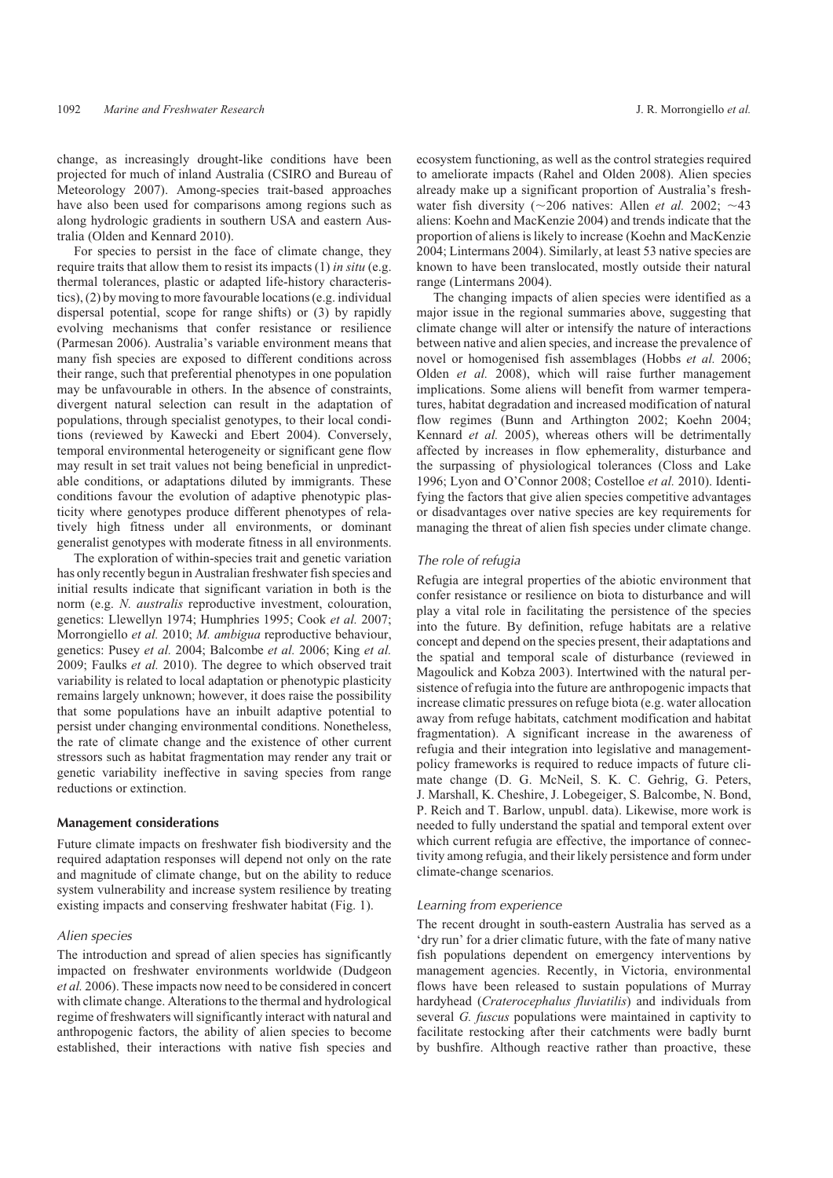change, as increasingly drought-like conditions have been projected for much of inland Australia (CSIRO and Bureau of Meteorology 2007). Among-species trait-based approaches have also been used for comparisons among regions such as along hydrologic gradients in southern USA and eastern Australia (Olden and Kennard 2010).

For species to persist in the face of climate change, they require traits that allow them to resist its impacts (1) *in situ* (e.g. thermal tolerances, plastic or adapted life-history characteristics), (2) by moving to more favourable locations (e.g. individual dispersal potential, scope for range shifts) or (3) by rapidly evolving mechanisms that confer resistance or resilience (Parmesan 2006). Australia's variable environment means that many fish species are exposed to different conditions across their range, such that preferential phenotypes in one population may be unfavourable in others. In the absence of constraints, divergent natural selection can result in the adaptation of populations, through specialist genotypes, to their local conditions (reviewed by Kawecki and Ebert 2004). Conversely, temporal environmental heterogeneity or significant gene flow may result in set trait values not being beneficial in unpredictable conditions, or adaptations diluted by immigrants. These conditions favour the evolution of adaptive phenotypic plasticity where genotypes produce different phenotypes of relatively high fitness under all environments, or dominant generalist genotypes with moderate fitness in all environments.

The exploration of within-species trait and genetic variation has only recently begun in Australian freshwater fish species and initial results indicate that significant variation in both is the norm (e.g. *N. australis* reproductive investment, colouration, genetics: Llewellyn 1974; Humphries 1995; Cook *et al.* 2007; Morrongiello *et al.* 2010; *M. ambigua* reproductive behaviour, genetics: Pusey *et al.* 2004; Balcombe *et al.* 2006; King *et al.* 2009; Faulks *et al.* 2010). The degree to which observed trait variability is related to local adaptation or phenotypic plasticity remains largely unknown; however, it does raise the possibility that some populations have an inbuilt adaptive potential to persist under changing environmental conditions. Nonetheless, the rate of climate change and the existence of other current stressors such as habitat fragmentation may render any trait or genetic variability ineffective in saving species from range reductions or extinction.

## Management considerations

Future climate impacts on freshwater fish biodiversity and the required adaptation responses will depend not only on the rate and magnitude of climate change, but on the ability to reduce system vulnerability and increase system resilience by treating existing impacts and conserving freshwater habitat (Fig. 1).

### *Alien species*

The introduction and spread of alien species has significantly impacted on freshwater environments worldwide (Dudgeon *et al.* 2006). These impacts now need to be considered in concert with climate change. Alterations to the thermal and hydrological regime of freshwaters will significantly interact with natural and anthropogenic factors, the ability of alien species to become established, their interactions with native fish species and ecosystem functioning, as well as the control strategies required to ameliorate impacts (Rahel and Olden 2008). Alien species already make up a significant proportion of Australia's freshwater fish diversity (~206 natives: Allen *et al.* 2002; ~43 aliens: Koehn and MacKenzie 2004) and trends indicate that the proportion of aliens is likely to increase (Koehn and MacKenzie 2004; Lintermans 2004). Similarly, at least 53 native species are known to have been translocated, mostly outside their natural range (Lintermans 2004).

The changing impacts of alien species were identified as a major issue in the regional summaries above, suggesting that climate change will alter or intensify the nature of interactions between native and alien species, and increase the prevalence of novel or homogenised fish assemblages (Hobbs *et al.* 2006; Olden *et al.* 2008), which will raise further management implications. Some aliens will benefit from warmer temperatures, habitat degradation and increased modification of natural flow regimes (Bunn and Arthington 2002; Koehn 2004; Kennard *et al.* 2005), whereas others will be detrimentally affected by increases in flow ephemerality, disturbance and the surpassing of physiological tolerances (Closs and Lake 1996; Lyon and O'Connor 2008; Costelloe *et al.* 2010). Identifying the factors that give alien species competitive advantages or disadvantages over native species are key requirements for managing the threat of alien fish species under climate change.

### *The role of refugia*

Refugia are integral properties of the abiotic environment that confer resistance or resilience on biota to disturbance and will play a vital role in facilitating the persistence of the species into the future. By definition, refuge habitats are a relative concept and depend on the species present, their adaptations and the spatial and temporal scale of disturbance (reviewed in Magoulick and Kobza 2003). Intertwined with the natural persistence of refugia into the future are anthropogenic impacts that increase climatic pressures on refuge biota (e.g. water allocation away from refuge habitats, catchment modification and habitat fragmentation). A significant increase in the awareness of refugia and their integration into legislative and management-policy frameworks is required to reduce impacts of future climate change (D. G. McNeil, S. K. C. Gehrig, G. Peters, J. Marshall, K. Cheshire, J. Lobegeiger, S. Balcombe, N. Bond, P. Reich and T. Barlow, unpubl. data). Likewise, more work is needed to fully understand the spatial and temporal extent over which current refugia are effective, the importance of connectivity among refugia, and their likely persistence and form under climate-change scenarios.

### *Learning from experience*

The recent drought in south-eastern Australia has served as a 'dry run' for a drier climatic future, with the fate of many native fish populations dependent on emergency interventions by management agencies. Recently, in Victoria, environmental flows have been released to sustain populations of Murray hardyhead (*Craterocephalus fluviatilis*) and individuals from several *G. fuscus* populations were maintained in captivity to facilitate restocking after their catchments were badly burnt by bushfire. Although reactive rather than proactive, these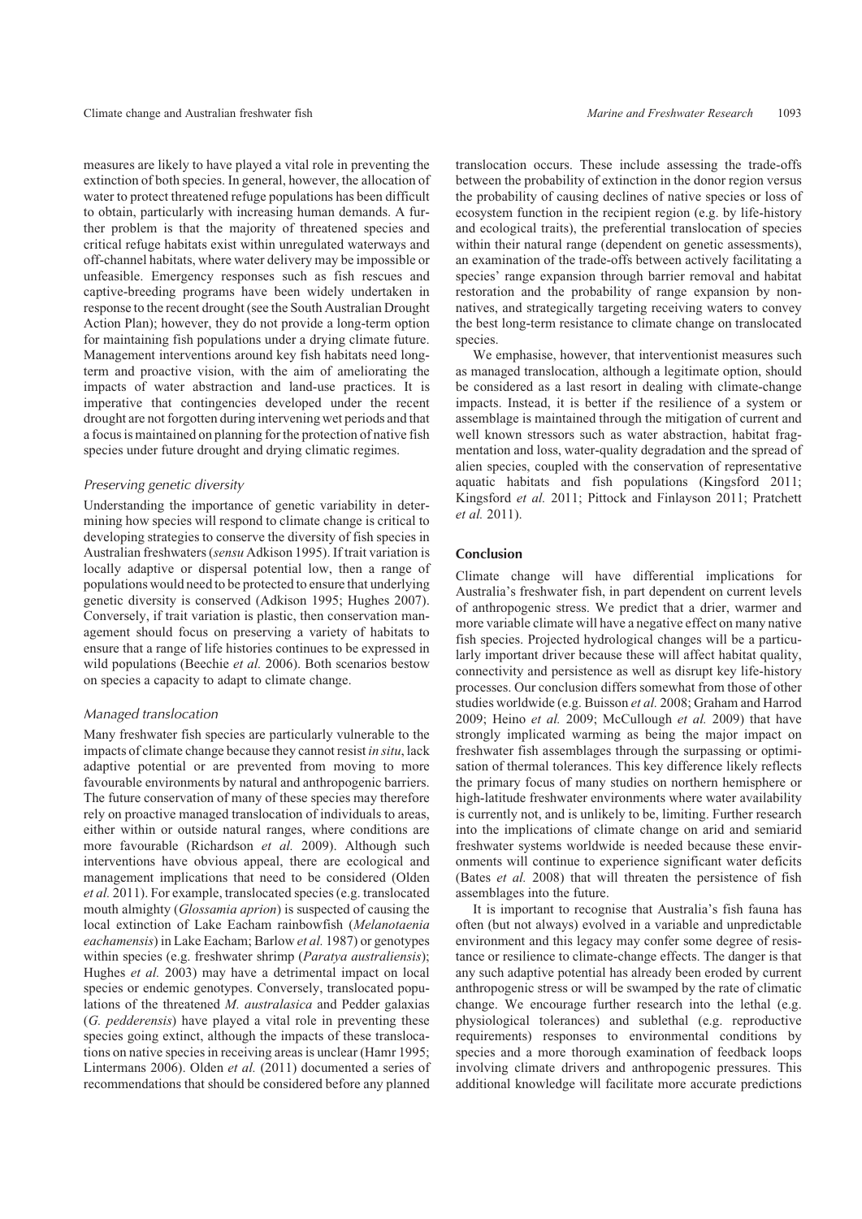measures are likely to have played a vital role in preventing the extinction of both species. In general, however, the allocation of water to protect threatened refuge populations has been difficult to obtain, particularly with increasing human demands. A further problem is that the majority of threatened species and critical refuge habitats exist within unregulated waterways and off-channel habitats, where water delivery may be impossible or unfeasible. Emergency responses such as fish rescues and captive-breeding programs have been widely undertaken in response to the recent drought (see the South Australian Drought Action Plan); however, they do not provide a long-term option for maintaining fish populations under a drying climate future. Management interventions around key fish habitats need long-term and proactive vision, with the aim of ameliorating the impacts of water abstraction and land-use practices. It is imperative that contingencies developed under the recent drought are not forgotten during intervening wet periods and that a focus is maintained on planning for the protection of native fish species under future drought and drying climatic regimes.

### *Preserving genetic diversity*

Understanding the importance of genetic variability in determining how species will respond to climate change is critical to developing strategies to conserve the diversity of fish species in Australian freshwaters (*sensu* Adkison 1995). If trait variation is locally adaptive or dispersal potential low, then a range of populations would need to be protected to ensure that underlying genetic diversity is conserved (Adkison 1995; Hughes 2007). Conversely, if trait variation is plastic, then conservation management should focus on preserving a variety of habitats to ensure that a range of life histories continues to be expressed in wild populations (Beechie *et al.* 2006). Both scenarios bestow on species a capacity to adapt to climate change.

### *Managed translocation*

Many freshwater fish species are particularly vulnerable to the impacts of climate change because they cannot resist *in situ*, lack adaptive potential or are prevented from moving to more favourable environments by natural and anthropogenic barriers. The future conservation of many of these species may therefore rely on proactive managed translocation of individuals to areas, either within or outside natural ranges, where conditions are more favourable (Richardson *et al.* 2009). Although such interventions have obvious appeal, there are ecological and management implications that need to be considered (Olden *et al.* 2011). For example, translocated species (e.g. translocated mouth almighty (*Glossamia aprion*) is suspected of causing the local extinction of Lake Eacham rainbowfish (*Melanotaenia eachamensis*) in Lake Eacham; Barlow *et al.* 1987) or genotypes within species (e.g. freshwater shrimp (*Paratya australiensis*); Hughes *et al.* 2003) may have a detrimental impact on local species or endemic genotypes. Conversely, translocated populations of the threatened *M. australasica* and Pedder galaxias (*G. pedderensis*) have played a vital role in preventing these species going extinct, although the impacts of these translocations on native species in receiving areas is unclear (Hamr 1995; Lintermans 2006). Olden *et al.* (2011) documented a series of recommendations that should be considered before any planned translocation occurs. These include assessing the trade-offs between the probability of extinction in the donor region versus the probability of causing declines of native species or loss of ecosystem function in the recipient region (e.g. by life-history and ecological traits), the preferential translocation of species within their natural range (dependent on genetic assessments), an examination of the trade-offs between actively facilitating a species' range expansion through barrier removal and habitat restoration and the probability of range expansion by non-natives, and strategically targeting receiving waters to convey the best long-term resistance to climate change on translocated species.

We emphasise, however, that interventionist measures such as managed translocation, although a legitimate option, should be considered as a last resort in dealing with climate-change impacts. Instead, it is better if the resilience of a system or assemblage is maintained through the mitigation of current and well known stressors such as water abstraction, habitat fragmentation and loss, water-quality degradation and the spread of alien species, coupled with the conservation of representative aquatic habitats and fish populations (Kingsford 2011; Kingsford *et al.* 2011; Pittock and Finlayson 2011; Pratchett *et al.* 2011).

## Conclusion

Climate change will have differential implications for Australia's freshwater fish, in part dependent on current levels of anthropogenic stress. We predict that a drier, warmer and more variable climate will have a negative effect on many native fish species. Projected hydrological changes will be a particularly important driver because these will affect habitat quality, connectivity and persistence as well as disrupt key life-history processes. Our conclusion differs somewhat from those of other studies worldwide (e.g. Buisson *et al.* 2008; Graham and Harrod 2009; Heino *et al.* 2009; McCullough *et al.* 2009) that have strongly implicated warming as being the major impact on freshwater fish assemblages through the surpassing or optimisation of thermal tolerances. This key difference likely reflects the primary focus of many studies on northern hemisphere or high-latitude freshwater environments where water availability is currently not, and is unlikely to be, limiting. Further research into the implications of climate change on arid and semiarid freshwater systems worldwide is needed because these environments will continue to experience significant water deficits (Bates *et al.* 2008) that will threaten the persistence of fish assemblages into the future.

It is important to recognise that Australia's fish fauna has often (but not always) evolved in a variable and unpredictable environment and this legacy may confer some degree of resistance or resilience to climate-change effects. The danger is that any such adaptive potential has already been eroded by current anthropogenic stress or will be swamped by the rate of climatic change. We encourage further research into the lethal (e.g. physiological tolerances) and sublethal (e.g. reproductive requirements) responses to environmental conditions by species and a more thorough examination of feedback loops involving climate drivers and anthropogenic pressures. This additional knowledge will facilitate more accurate predictions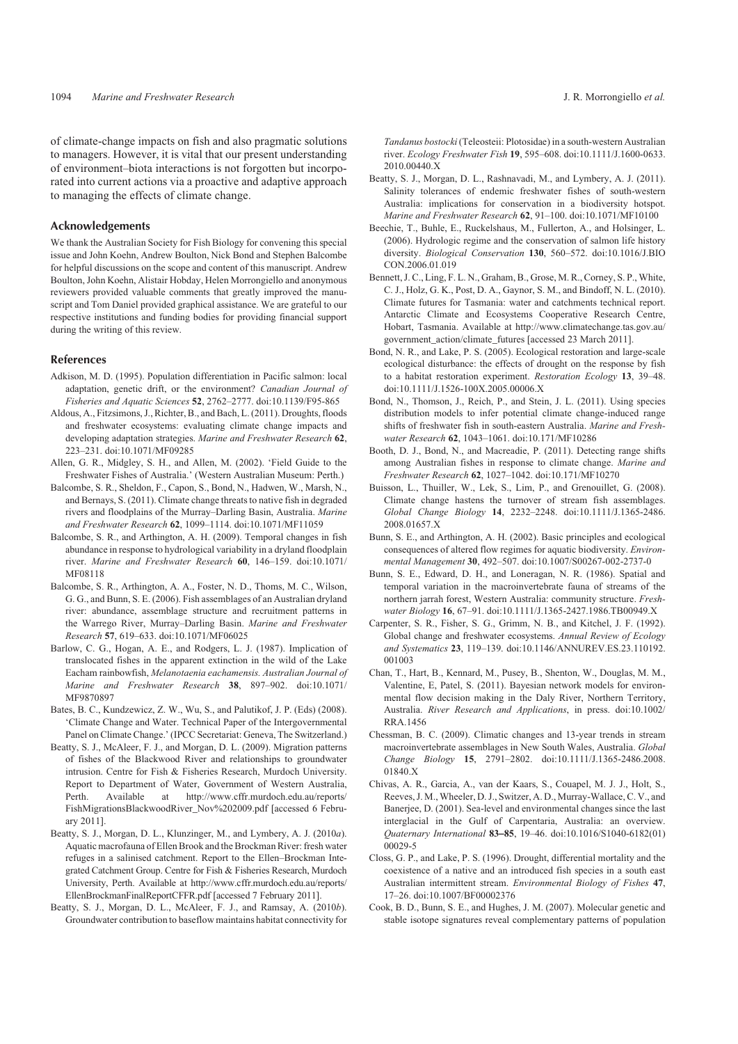of climate-change impacts on fish and also pragmatic solutions to managers. However, it is vital that our present understanding of environment–biota interactions is not forgotten but incorporated into current actions via a proactive and adaptive approach to managing the effects of climate change.

## Acknowledgements

We thank the Australian Society for Fish Biology for convening this special issue and John Koehn, Andrew Boulton, Nick Bond and Stephen Balcombe for helpful discussions on the scope and content of this manuscript. Andrew Boulton, John Koehn, Alistair Hobday, Helen Morrongiello and anonymous reviewers provided valuable comments that greatly improved the manuscript and Tom Daniel provided graphical assistance. We are grateful to our respective institutions and funding bodies for providing financial support during the writing of this review.

## References

Adkison, M. D. (1995). Population differentiation in Pacific salmon: local adaptation, genetic drift, or the environment? *Canadian Journal of Fisheries and Aquatic Sciences* **52**, 2762–2777. doi:10.1139/F95-865

Aldous, A., Fitzsimons, J., Richter, B., and Bach, L. (2011). Droughts, floods and freshwater ecosystems: evaluating climate change impacts and developing adaptation strategies. *Marine and Freshwater Research* **62**, 223–231. doi:10.1071/MF09285

Allen, G. R., Midgley, S. H., and Allen, M. (2002). 'Field Guide to the Freshwater Fishes of Australia.' (Western Australian Museum: Perth.)

Balcombe, S. R., Sheldon, F., Capon, S., Bond, N., Hadwen, W., Marsh, N., and Bernays, S. (2011). Climate change threats to native fish in degraded rivers and floodplains of the Murray–Darling Basin, Australia. *Marine and Freshwater Research* **62**, 1099–1114. doi:10.1071/MF11059

Balcombe, S. R., and Arthington, A. H. (2009). Temporal changes in fish abundance in response to hydrological variability in a dryland floodplain river. *Marine and Freshwater Research* **60**, 146–159. doi:10.1071/MF08118

Balcombe, S. R., Arthington, A. A., Foster, N. D., Thoms, M. C., Wilson, G. G., and Bunn, S. E. (2006). Fish assemblages of an Australian dryland river: abundance, assemblage structure and recruitment patterns in the Warrego River, Murray–Darling Basin. *Marine and Freshwater Research* **57**, 619–633. doi:10.1071/MF06025

Barlow, C. G., Hogan, A. E., and Rodgers, L. J. (1987). Implication of translocated fishes in the apparent extinction in the wild of the Lake Eacham rainbowfish, *Melanotaenia eachamensis. Australian Journal of Marine and Freshwater Research* **38**, 897–902. doi:10.1071/MF9870897

Bates, B. C., Kundzewicz, Z. W., Wu, S., and Palutikof, J. P. (Eds) (2008). 'Climate Change and Water. Technical Paper of the Intergovernmental Panel on Climate Change.' (IPCC Secretariat: Geneva, The Switzerland.)

Beatty, S. J., McAleer, F. J., and Morgan, D. L. (2009). Migration patterns of fishes of the Blackwood River and relationships to groundwater intrusion. Centre for Fish & Fisheries Research, Murdoch University. Report to Department of Water, Government of Western Australia, Perth. Available at http://www.cffr.murdoch.edu.au/reports/FishMigrationsBlackwoodRiver_Nov%202009.pdf [accessed 6 February 2011].

Beatty, S. J., Morgan, D. L., Klunzinger, M., and Lymbery, A. J. (2010*a*). Aquatic macrofauna of Ellen Brook and the Brockman River: fresh water refuges in a salinised catchment. Report to the Ellen–Brockman Integrated Catchment Group. Centre for Fish & Fisheries Research, Murdoch University, Perth. Available at http://www.cffr.murdoch.edu.au/reports/EllenBrockmanFinalReportCFFR.pdf [accessed 7 February 2011].

Beatty, S. J., Morgan, D. L., McAleer, F. J., and Ramsay, A. (2010*b*). Groundwater contribution to baseflow maintains habitat connectivity for *Tandanus bostocki* (Teleosteii: Plotosidae) in a south-western Australian river. *Ecology Freshwater Fish* **19**, 595–608. doi:10.1111/J.1600-0633.2010.00440.X

Beatty, S. J., Morgan, D. L., Rashnavadi, M., and Lymbery, A. J. (2011). Salinity tolerances of endemic freshwater fishes of south-western Australia: implications for conservation in a biodiversity hotspot. *Marine and Freshwater Research* **62**, 91–100. doi:10.1071/MF10100

Beechie, T., Buhle, E., Ruckelshaus, M., Fullerton, A., and Holsinger, L. (2006). Hydrologic regime and the conservation of salmon life history diversity. *Biological Conservation* **130**, 560–572. doi:10.1016/J.BIOCON.2006.01.019

Bennett, J. C., Ling, F. L. N., Graham, B., Grose, M. R., Corney, S. P., White, C. J., Holz, G. K., Post, D. A., Gaynor, S. M., and Bindoff, N. L. (2010). Climate futures for Tasmania: water and catchments technical report. Antarctic Climate and Ecosystems Cooperative Research Centre, Hobart, Tasmania. Available at http://www.climatechange.tas.gov.au/government_action/climate_futures [accessed 23 March 2011].

Bond, N. R., and Lake, P. S. (2005). Ecological restoration and large-scale ecological disturbance: the effects of drought on the response by fish to a habitat restoration experiment. *Restoration Ecology* **13**, 39–48. doi:10.1111/J.1526-100X.2005.00006.X

Bond, N., Thomson, J., Reich, P., and Stein, J. L. (2011). Using species distribution models to infer potential climate change-induced range shifts of freshwater fish in south-eastern Australia. *Marine and Freshwater Research* **62**, 1043–1061. doi:10.171/MF10286

Booth, D. J., Bond, N., and Macreadie, P. (2011). Detecting range shifts among Australian fishes in response to climate change. *Marine and Freshwater Research* **62**, 1027–1042. doi:10.171/MF10270

Buisson, L., Thuiller, W., Lek, S., Lim, P., and Grenouillet, G. (2008). Climate change hastens the turnover of stream fish assemblages. *Global Change Biology* **14**, 2232–2248. doi:10.1111/J.1365-2486.2008.01657.X

Bunn, S. E., and Arthington, A. H. (2002). Basic principles and ecological consequences of altered flow regimes for aquatic biodiversity. *Environmental Management* **30**, 492–507. doi:10.1007/S00267-002-2737-0

Bunn, S. E., Edward, D. H., and Loneragan, N. R. (1986). Spatial and temporal variation in the macroinvertebrate fauna of streams of the northern jarrah forest, Western Australia: community structure. *Freshwater Biology* **16**, 67–91. doi:10.1111/J.1365-2427.1986.TB00949.X

Carpenter, S. R., Fisher, S. G., Grimm, N. B., and Kitchel, J. F. (1992). Global change and freshwater ecosystems. *Annual Review of Ecology and Systematics* **23**, 119–139. doi:10.1146/ANNUREV.ES.23.110192.001003

Chan, T., Hart, B., Kennard, M., Pusey, B., Shenton, W., Douglas, M. M., Valentine, E, Patel, S. (2011). Bayesian network models for environmental flow decision making in the Daly River, Northern Territory, Australia. *River Research and Applications*, in press. doi:10.1002/RRA.1456

Chessman, B. C. (2009). Climatic changes and 13-year trends in stream macroinvertebrate assemblages in New South Wales, Australia. *Global Change Biology* **15**, 2791–2802. doi:10.1111/J.1365-2486.2008.01840.X

Chivas, A. R., Garcia, A., van der Kaars, S., Couapel, M. J. J., Holt, S., Reeves, J. M., Wheeler, D. J., Switzer, A. D., Murray-Wallace, C. V., and Banerjee, D. (2001). Sea-level and environmental changes since the last interglacial in the Gulf of Carpentaria, Australia: an overview. *Quaternary International* **83–85**, 19–46. doi:10.1016/S1040-6182(01)00029-5

Closs, G. P., and Lake, P. S. (1996). Drought, differential mortality and the coexistence of a native and an introduced fish species in a south east Australian intermittent stream. *Environmental Biology of Fishes* **47**, 17–26. doi:10.1007/BF00002376

Cook, B. D., Bunn, S. E., and Hughes, J. M. (2007). Molecular genetic and stable isotope signatures reveal complementary patterns of population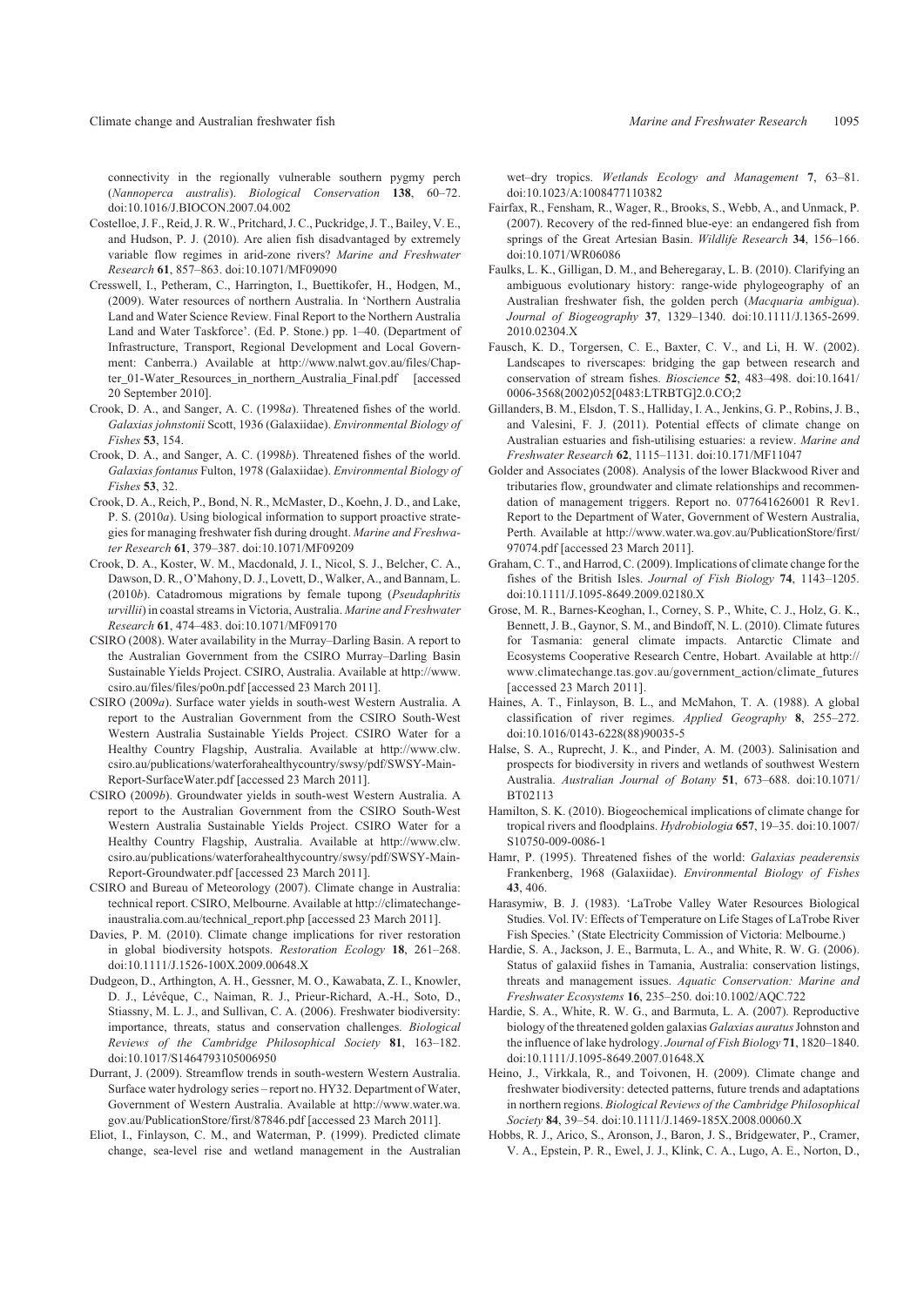connectivity in the regionally vulnerable southern pygmy perch (*Nannoperca australis*). *Biological Conservation* **138**, 60–72. doi:10.1016/J.BIOCON.2007.04.002

Costelloe, J. F., Reid, J. R. W., Pritchard, J. C., Puckridge, J. T., Bailey, V. E., and Hudson, P. J. (2010). Are alien fish disadvantaged by extremely variable flow regimes in arid-zone rivers? *Marine and Freshwater Research* **61**, 857–863. doi:10.1071/MF09090

Cresswell, I., Petheram, C., Harrington, I., Buettikofer, H., Hodgen, M., (2009). Water resources of northern Australia. In 'Northern Australia Land and Water Science Review. Final Report to the Northern Australia Land and Water Taskforce'. (Ed. P. Stone.) pp. 1–40. (Department of Infrastructure, Transport, Regional Development and Local Government: Canberra.) Available at http://www.nalwt.gov.au/files/Chapter_01-Water_Resources_in_northern_Australia_Final.pdf [accessed 20 September 2010].

Crook, D. A., and Sanger, A. C. (1998*a*). Threatened fishes of the world. *Galaxias johnstonii* Scott, 1936 (Galaxiidae). *Environmental Biology of Fishes* **53**, 154.

Crook, D. A., and Sanger, A. C. (1998*b*). Threatened fishes of the world. *Galaxias fontanus* Fulton, 1978 (Galaxiidae). *Environmental Biology of Fishes* **53**, 32.

Crook, D. A., Reich, P., Bond, N. R., McMaster, D., Koehn, J. D., and Lake, P. S. (2010*a*). Using biological information to support proactive strategies for managing freshwater fish during drought. *Marine and Freshwater Research* **61**, 379–387. doi:10.1071/MF09209

Crook, D. A., Koster, W. M., Macdonald, J. I., Nicol, S. J., Belcher, C. A., Dawson, D. R., O'Mahony, D. J., Lovett, D., Walker, A., and Bannam, L. (2010*b*). Catadromous migrations by female tupong (*Pseudaphritis urvillii*) in coastal streams in Victoria, Australia. *Marine and Freshwater Research* **61**, 474–483. doi:10.1071/MF09170

CSIRO (2008). Water availability in the Murray–Darling Basin. A report to the Australian Government from the CSIRO Murray–Darling Basin Sustainable Yields Project. CSIRO, Australia. Available at http://www.csiro.au/files/files/po0n.pdf [accessed 23 March 2011].

CSIRO (2009*a*). Surface water yields in south-west Western Australia. A report to the Australian Government from the CSIRO South-West Western Australia Sustainable Yields Project. CSIRO Water for a Healthy Country Flagship, Australia. Available at http://www.clw.csiro.au/publications/waterforahealthycountry/swsy/pdf/SWSY-Main-Report-SurfaceWater.pdf [accessed 23 March 2011].

CSIRO (2009*b*). Groundwater yields in south-west Western Australia. A report to the Australian Government from the CSIRO South-West Western Australia Sustainable Yields Project. CSIRO Water for a Healthy Country Flagship, Australia. Available at http://www.clw.csiro.au/publications/waterforahealthycountry/swsy/pdf/SWSY-Main-Report-Groundwater.pdf [accessed 23 March 2011].

CSIRO and Bureau of Meteorology (2007). Climate change in Australia: technical report. CSIRO, Melbourne. Available at http://climatechangeinaustralia.com.au/technical_report.php [accessed 23 March 2011].

Davies, P. M. (2010). Climate change implications for river restoration in global biodiversity hotspots. *Restoration Ecology* **18**, 261–268. doi:10.1111/J.1526-100X.2009.00648.X

Dudgeon, D., Arthington, A. H., Gessner, M. O., Kawabata, Z. I., Knowler, D. J., Lévêque, C., Naiman, R. J., Prieur-Richard, A.-H., Soto, D., Stiassny, M. L. J., and Sullivan, C. A. (2006). Freshwater biodiversity: importance, threats, status and conservation challenges. *Biological Reviews of the Cambridge Philosophical Society* **81**, 163–182. doi:10.1017/S1464793105006950

Durrant, J. (2009). Streamflow trends in south-western Western Australia. Surface water hydrology series – report no. HY32. Department of Water, Government of Western Australia. Available at http://www.water.wa.gov.au/PublicationStore/first/87846.pdf [accessed 23 March 2011].

Eliot, I., Finlayson, C. M., and Waterman, P. (1999). Predicted climate change, sea-level rise and wetland management in the Australian wet–dry tropics. *Wetlands Ecology and Management* **7**, 63–81. doi:10.1023/A:1008477110382

Fairfax, R., Fensham, R., Wager, R., Brooks, S., Webb, A., and Unmack, P. (2007). Recovery of the red-finned blue-eye: an endangered fish from springs of the Great Artesian Basin. *Wildlife Research* **34**, 156–166. doi:10.1071/WR06086

Faulks, L. K., Gilligan, D. M., and Beheregaray, L. B. (2010). Clarifying an ambiguous evolutionary history: range-wide phylogeography of an Australian freshwater fish, the golden perch (*Macquaria ambigua*). *Journal of Biogeography* **37**, 1329–1340. doi:10.1111/J.1365-2699.2010.02304.X

Fausch, K. D., Torgersen, C. E., Baxter, C. V., and Li, H. W. (2002). Landscapes to riverscapes: bridging the gap between research and conservation of stream fishes. *Bioscience* **52**, 483–498. doi:10.1641/0006-3568(2002)052[0483:LTRBTG]2.0.CO;2

Gillanders, B. M., Elsdon, T. S., Halliday, I. A., Jenkins, G. P., Robins, J. B., and Valesini, F. J. (2011). Potential effects of climate change on Australian estuaries and fish-utilising estuaries: a review. *Marine and Freshwater Research* **62**, 1115–1131. doi:10.171/MF11047

Golder and Associates (2008). Analysis of the lower Blackwood River and tributaries flow, groundwater and climate relationships and recommendation of management triggers. Report no. 077641626001 R Rev1. Report to the Department of Water, Government of Western Australia, Perth. Available at http://www.water.wa.gov.au/PublicationStore/first/97074.pdf [accessed 23 March 2011].

Graham, C. T., and Harrod, C. (2009). Implications of climate change for the fishes of the British Isles. *Journal of Fish Biology* **74**, 1143–1205. doi:10.1111/J.1095-8649.2009.02180.X

Grose, M. R., Barnes-Keoghan, I., Corney, S. P., White, C. J., Holz, G. K., Bennett, J. B., Gaynor, S. M., and Bindoff, N. L. (2010). Climate futures for Tasmania: general climate impacts. Antarctic Climate and Ecosystems Cooperative Research Centre, Hobart. Available at http://www.climatechange.tas.gov.au/government_action/climate_futures [accessed 23 March 2011].

Haines, A. T., Finlayson, B. L., and McMahon, T. A. (1988). A global classification of river regimes. *Applied Geography* **8**, 255–272. doi:10.1016/0143-6228(88)90035-5

Halse, S. A., Ruprecht, J. K., and Pinder, A. M. (2003). Salinisation and prospects for biodiversity in rivers and wetlands of southwest Western Australia. *Australian Journal of Botany* **51**, 673–688. doi:10.1071/BT02113

Hamilton, S. K. (2010). Biogeochemical implications of climate change for tropical rivers and floodplains. *Hydrobiologia* **657**, 19–35. doi:10.1007/S10750-009-0086-1

Hamr, P. (1995). Threatened fishes of the world: *Galaxias peaderensis* Frankenberg, 1968 (Galaxiidae). *Environmental Biology of Fishes* **43**, 406.

Harasymiw, B. J. (1983). 'LaTrobe Valley Water Resources Biological Studies. Vol. IV: Effects of Temperature on Life Stages of LaTrobe River Fish Species.' (State Electricity Commission of Victoria: Melbourne.)

Hardie, S. A., Jackson, J. E., Barmuta, L. A., and White, R. W. G. (2006). Status of galaxiid fishes in Tamania, Australia: conservation listings, threats and management issues. *Aquatic Conservation: Marine and Freshwater Ecosystems* **16**, 235–250. doi:10.1002/AQC.722

Hardie, S. A., White, R. W. G., and Barmuta, L. A. (2007). Reproductive biology of the threatened golden galaxias *Galaxias auratus* Johnston and the influence of lake hydrology. *Journal of Fish Biology* **71**, 1820–1840. doi:10.1111/J.1095-8649.2007.01648.X

Heino, J., Virkkala, R., and Toivonen, H. (2009). Climate change and freshwater biodiversity: detected patterns, future trends and adaptations in northern regions. *Biological Reviews of the Cambridge Philosophical Society* **84**, 39–54. doi:10.1111/J.1469-185X.2008.00060.X

Hobbs, R. J., Arico, S., Aronson, J., Baron, J. S., Bridgewater, P., Cramer, V. A., Epstein, P. R., Ewel, J. J., Klink, C. A., Lugo, A. E., Norton, D.,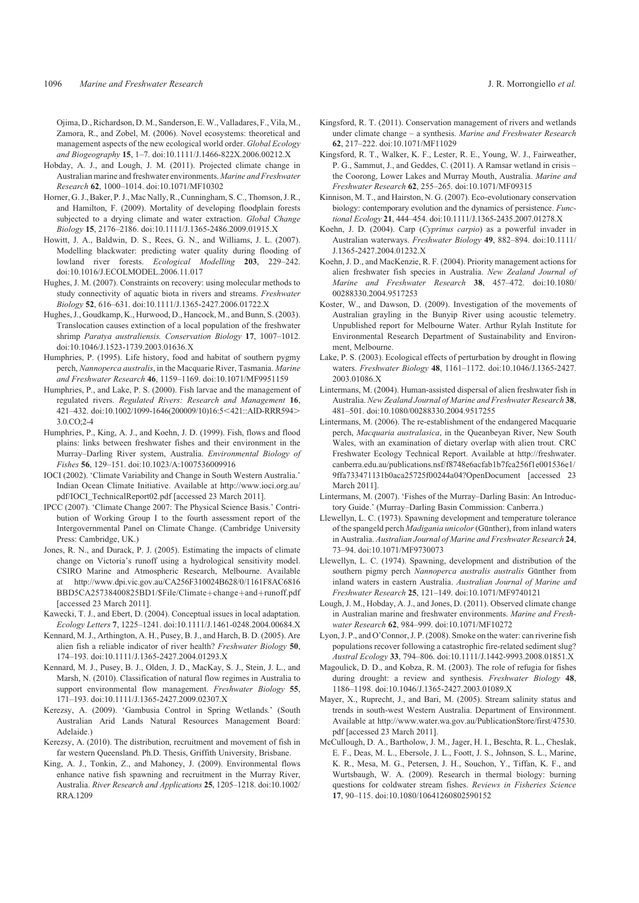Ojima, D., Richardson, D. M., Sanderson, E. W., Valladares, F., Vila, M., Zamora, R., and Zobel, M. (2006). Novel ecosystems: theoretical and management aspects of the new ecological world order. *Global Ecology and Biogeography* **15**, 1–7. doi:10.1111/J.1466-822X.2006.00212.X

Hobday, A. J., and Lough, J. M. (2011). Projected climate change in Australian marine and freshwater environments. *Marine and Freshwater Research* **62**, 1000–1014. doi:10.1071/MF10302

Horner, G. J., Baker, P. J., Mac Nally, R., Cunningham, S. C., Thomson, J. R., and Hamilton, F. (2009). Mortality of developing floodplain forests subjected to a drying climate and water extraction. *Global Change Biology* **15**, 2176–2186. doi:10.1111/J.1365-2486.2009.01915.X

Howitt, J. A., Baldwin, D. S., Rees, G. N., and Williams, J. L. (2007). Modelling blackwater: predicting water quality during flooding of lowland river forests. *Ecological Modelling* **203**, 229–242. doi:10.1016/J.ECOLMODEL.2006.11.017

Hughes, J. M. (2007). Constraints on recovery: using molecular methods to study connectivity of aquatic biota in rivers and streams. *Freshwater Biology* **52**, 616–631. doi:10.1111/J.1365-2427.2006.01722.X

Hughes, J., Goudkamp, K., Hurwood, D., Hancock, M., and Bunn, S. (2003). Translocation causes extinction of a local population of the freshwater shrimp *Paratya australiensis*. *Conservation Biology* **17**, 1007–1012. doi:10.1046/J.1523-1739.2003.01636.X

Humphries, P. (1995). Life history, food and habitat of southern pygmy perch, *Nannoperca australis*, in the Macquarie River, Tasmania. *Marine and Freshwater Research* **46**, 1159–1169. doi:10.1071/MF9951159

Humphries, P., and Lake, P. S. (2000). Fish larvae and the management of regulated rivers. *Regulated Rivers: Research and Management* **16**, 421–432. doi:10.1002/1099-1646(200009/10)16:5<421::AID-RRR594>3.0.CO;2-4

Humphries, P., King, A. J., and Koehn, J. D. (1999). Fish, flows and flood plains: links between freshwater fishes and their environment in the Murray–Darling River system, Australia. *Environmental Biology of Fishes* **56**, 129–151. doi:10.1023/A:1007536009916

IOCI (2002). 'Climate Variability and Change in South Western Australia.' Indian Ocean Climate Initiative. Available at http://www.ioci.org.au/pdf/IOCI_TechnicalReport02.pdf [accessed 23 March 2011].

IPCC (2007). 'Climate Change 2007: The Physical Science Basis.' Contribution of Working Group I to the fourth assessment report of the Intergovernmental Panel on Climate Change. (Cambridge University Press: Cambridge, UK.)

Jones, R. N., and Durack, P. J. (2005). Estimating the impacts of climate change on Victoria's runoff using a hydrological sensitivity model. CSIRO Marine and Atmospheric Research, Melbourne. Available at http://www.dpi.vic.gov.au/CA256F310024B628/0/1161F8AC6816BBD5CA25738400825BD1/$File/Climate+change+and+runoff.pdf [accessed 23 March 2011].

Kawecki, T. J., and Ebert, D. (2004). Conceptual issues in local adaptation. *Ecology Letters* **7**, 1225–1241. doi:10.1111/J.1461-0248.2004.00684.X

Kennard, M. J., Arthington, A. H., Pusey, B. J., and Harch, B. D. (2005). Are alien fish a reliable indicator of river health? *Freshwater Biology* **50**, 174–193. doi:10.1111/J.1365-2427.2004.01293.X

Kennard, M. J., Pusey, B. J., Olden, J. D., MacKay, S. J., Stein, J. L., and Marsh, N. (2010). Classification of natural flow regimes in Australia to support environmental flow management. *Freshwater Biology* **55**, 171–193. doi:10.1111/J.1365-2427.2009.02307.X

Kerezsy, A. (2009). 'Gambusia Control in Spring Wetlands.' (South Australian Arid Lands Natural Resources Management Board: Adelaide.)

Kerezsy, A. (2010). The distribution, recruitment and movement of fish in far western Queensland. Ph.D. Thesis, Griffith University, Brisbane.

King, A. J., Tonkin, Z., and Mahoney, J. (2009). Environmental flows enhance native fish spawning and recruitment in the Murray River, Australia. *River Research and Applications* **25**, 1205–1218. doi:10.1002/RRA.1209

Kingsford, R. T. (2011). Conservation management of rivers and wetlands under climate change – a synthesis. *Marine and Freshwater Research* **62**, 217–222. doi:10.1071/MF11029

Kingsford, R. T., Walker, K. F., Lester, R. E., Young, W. J., Fairweather, P. G., Sammut, J., and Geddes, C. (2011). A Ramsar wetland in crisis – the Coorong, Lower Lakes and Murray Mouth, Australia. *Marine and Freshwater Research* **62**, 255–265. doi:10.1071/MF09315

Kinnison, M. T., and Hairston, N. G. (2007). Eco-evolutionary conservation biology: contemporary evolution and the dynamics of persistence. *Functional Ecology* **21**, 444–454. doi:10.1111/J.1365-2435.2007.01278.X

Koehn, J. D. (2004). Carp (*Cyprinus carpio*) as a powerful invader in Australian waterways. *Freshwater Biology* **49**, 882–894. doi:10.1111/J.1365-2427.2004.01232.X

Koehn, J. D., and MacKenzie, R. F. (2004). Priority management actions for alien freshwater fish species in Australia. *New Zealand Journal of Marine and Freshwater Research* **38**, 457–472. doi:10.1080/00288330.2004.9517253

Koster, W., and Dawson, D. (2009). Investigation of the movements of Australian grayling in the Bunyip River using acoustic telemetry. Unpublished report for Melbourne Water. Arthur Rylah Institute for Environmental Research Department of Sustainability and Environment, Melbourne.

Lake, P. S. (2003). Ecological effects of perturbation by drought in flowing waters. *Freshwater Biology* **48**, 1161–1172. doi:10.1046/J.1365-2427.2003.01086.X

Lintermans, M. (2004). Human-assisted dispersal of alien freshwater fish in Australia. *New Zealand Journal of Marine and Freshwater Research* **38**, 481–501. doi:10.1080/00288330.2004.9517255

Lintermans, M. (2006). The re-establishment of the endangered Macquarie perch, *Macquaria australasica*, in the Queanbeyan River, New South Wales, with an examination of dietary overlap with alien trout. CRC Freshwater Ecology Technical Report. Available at http://freshwater.canberra.edu.au/publications.nsf/f8748e6acfab1b7fca256f1e001536e1/9ffa733471131b0aca25725f00244a04?OpenDocument [accessed 23 March 2011].

Lintermans, M. (2007). 'Fishes of the Murray–Darling Basin: An Introductory Guide.' (Murray–Darling Basin Commission: Canberra.)

Llewellyn, L. C. (1973). Spawning development and temperature tolerance of the spangeld perch *Madigania unicolor* (Günther), from inland waters in Australia. *Australian Journal of Marine and Freshwater Research* **24**, 73–94. doi:10.1071/MF9730073

Llewellyn, L. C. (1974). Spawning, development and distribution of the southern pigmy perch *Nannoperca australis australis* Günther from inland waters in eastern Australia. *Australian Journal of Marine and Freshwater Research* **25**, 121–149. doi:10.1071/MF9740121

Lough, J. M., Hobday, A. J., and Jones, D. (2011). Observed climate change in Australian marine and freshwater environments. *Marine and Freshwater Research* **62**, 984–999. doi:10.1071/MF10272

Lyon, J. P., and O'Connor, J. P. (2008). Smoke on the water: can riverine fish populations recover following a catastrophic fire-related sediment slug? *Austral Ecology* **33**, 794–806. doi:10.1111/J.1442-9993.2008.01851.X

Magoulick, D. D., and Kobza, R. M. (2003). The role of refugia for fishes during drought: a review and synthesis. *Freshwater Biology* **48**, 1186–1198. doi:10.1046/J.1365-2427.2003.01089.X

Mayer, X., Ruprecht, J., and Bari, M. (2005). Stream salinity status and trends in south-west Western Australia. Department of Environment. Available at http://www.water.wa.gov.au/PublicationStore/first/47530.pdf [accessed 23 March 2011].

McCullough, D. A., Bartholow, J. M., Jager, H. I., Beschta, R. L., Cheslak, E. F., Deas, M. L., Ebersole, J. L., Foott, J. S., Johnson, S. L., Marine, K. R., Mesa, M. G., Petersen, J. H., Souchon, Y., Tiffan, K. F., and Wurtsbaugh, W. A. (2009). Research in thermal biology: burning questions for coldwater stream fishes. *Reviews in Fisheries Science* **17**, 90–115. doi:10.1080/10641260802590152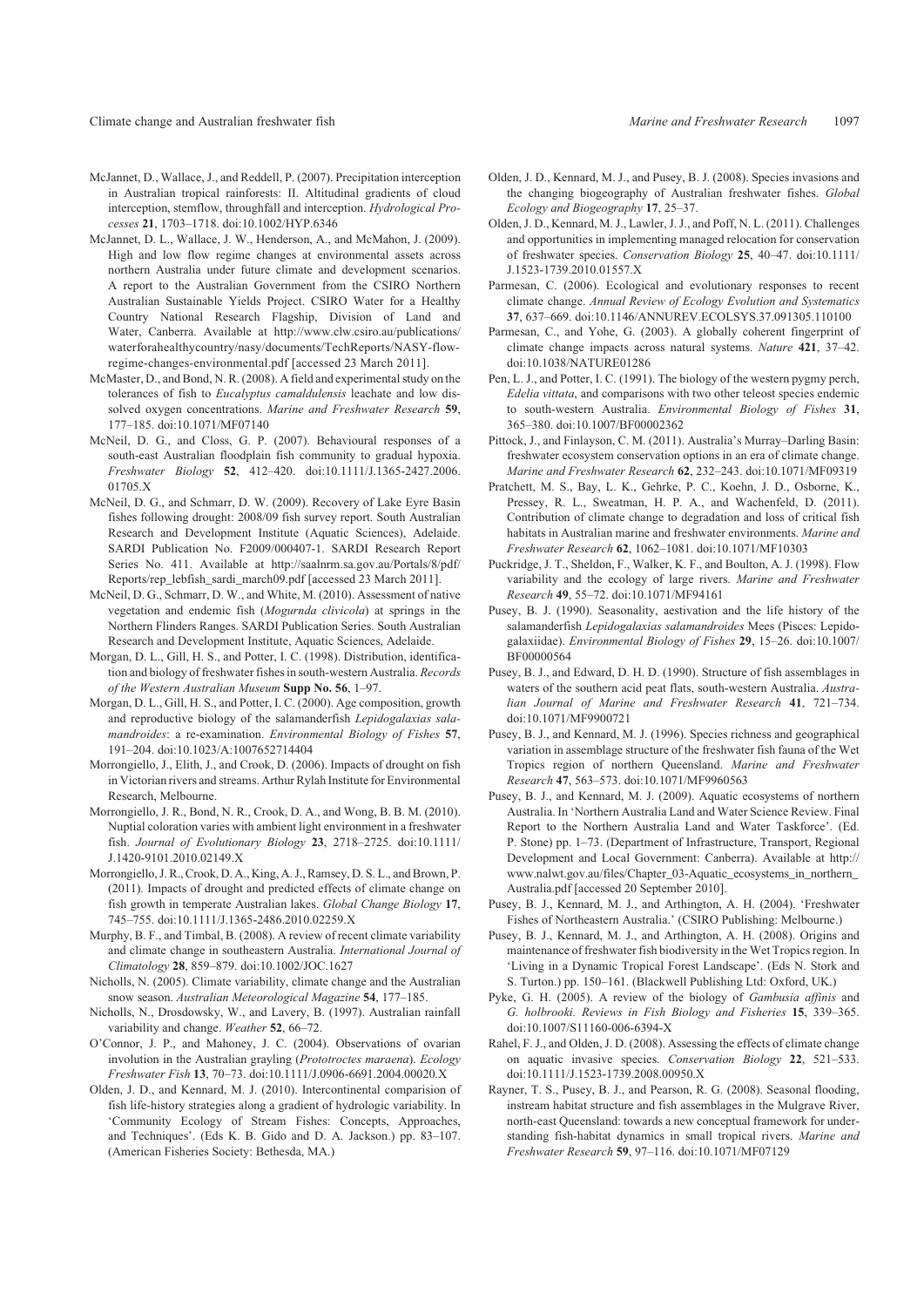McJannet, D., Wallace, J., and Reddell, P. (2007). Precipitation interception in Australian tropical rainforests: II. Altitudinal gradients of cloud interception, stemflow, throughfall and interception. *Hydrological Processes* **21**, 1703–1718. doi:10.1002/HYP.6346

McJannet, D. L., Wallace, J. W., Henderson, A., and McMahon, J. (2009). High and low flow regime changes at environmental assets across northern Australia under future climate and development scenarios. A report to the Australian Government from the CSIRO Northern Australian Sustainable Yields Project. CSIRO Water for a Healthy Country National Research Flagship, Division of Land and Water, Canberra. Available at http://www.clw.csiro.au/publications/waterforahealthycountry/nasy/documents/TechReports/NASY-flow-regime-changes-environmental.pdf [accessed 23 March 2011].

McMaster, D., and Bond, N. R. (2008). A field and experimental study on the tolerances of fish to *Eucalyptus camaldulensis* leachate and low dissolved oxygen concentrations. *Marine and Freshwater Research* **59**, 177–185. doi:10.1071/MF07140

McNeil, D. G., and Closs, G. P. (2007). Behavioural responses of a south-east Australian floodplain fish community to gradual hypoxia. *Freshwater Biology* **52**, 412–420. doi:10.1111/J.1365-2427.2006.01705.X

McNeil, D. G., and Schmarr, D. W. (2009). Recovery of Lake Eyre Basin fishes following drought: 2008/09 fish survey report. South Australian Research and Development Institute (Aquatic Sciences), Adelaide. SARDI Publication No. F2009/000407-1. SARDI Research Report Series No. 411. Available at http://saalnrm.sa.gov.au/Portals/8/pdf/Reports/rep_lebfish_sardi_march09.pdf [accessed 23 March 2011].

McNeil, D. G., Schmarr, D. W., and White, M. (2010). Assessment of native vegetation and endemic fish (*Mogurnda clivicola*) at springs in the Northern Flinders Ranges. SARDI Publication Series. South Australian Research and Development Institute, Aquatic Sciences, Adelaide.

Morgan, D. L., Gill, H. S., and Potter, I. C. (1998). Distribution, identification and biology of freshwater fishes in south-western Australia. *Records of the Western Australian Museum* **Supp No. 56**, 1–97.

Morgan, D. L., Gill, H. S., and Potter, I. C. (2000). Age composition, growth and reproductive biology of the salamanderfish *Lepidogalaxias salamandroides*: a re-examination. *Environmental Biology of Fishes* **57**, 191–204. doi:10.1023/A:1007652714404

Morrongiello, J., Elith, J., and Crook, D. (2006). Impacts of drought on fish in Victorian rivers and streams. Arthur Rylah Institute for Environmental Research, Melbourne.

Morrongiello, J. R., Bond, N. R., Crook, D. A., and Wong, B. B. M. (2010). Nuptial coloration varies with ambient light environment in a freshwater fish. *Journal of Evolutionary Biology* **23**, 2718–2725. doi:10.1111/J.1420-9101.2010.02149.X

Morrongiello, J. R., Crook, D. A., King, A. J., Ramsey, D. S. L., and Brown, P. (2011). Impacts of drought and predicted effects of climate change on fish growth in temperate Australian lakes. *Global Change Biology* **17**, 745–755. doi:10.1111/J.1365-2486.2010.02259.X

Murphy, B. F., and Timbal, B. (2008). A review of recent climate variability and climate change in southeastern Australia. *International Journal of Climatology* **28**, 859–879. doi:10.1002/JOC.1627

Nicholls, N. (2005). Climate variability, climate change and the Australian snow season. *Australian Meteorological Magazine* **54**, 177–185.

Nicholls, N., Drosdowsky, W., and Lavery, B. (1997). Australian rainfall variability and change. *Weather* **52**, 66–72.

O'Connor, J. P., and Mahoney, J. C. (2004). Observations of ovarian involution in the Australian grayling (*Prototroctes maraena*). *Ecology Freshwater Fish* **13**, 70–73. doi:10.1111/J.0906-6691.2004.00020.X

Olden, J. D., and Kennard, M. J. (2010). Intercontinental comparision of fish life-history strategies along a gradient of hydrologic variability. In 'Community Ecology of Stream Fishes: Concepts, Approaches, and Techniques'. (Eds K. B. Gido and D. A. Jackson.) pp. 83–107. (American Fisheries Society: Bethesda, MA.)

Olden, J. D., Kennard, M. J., and Pusey, B. J. (2008). Species invasions and the changing biogeography of Australian freshwater fishes. *Global Ecology and Biogeography* **17**, 25–37.

Olden, J. D., Kennard, M. J., Lawler, J. J., and Poff, N. L. (2011). Challenges and opportunities in implementing managed relocation for conservation of freshwater species. *Conservation Biology* **25**, 40–47. doi:10.1111/J.1523-1739.2010.01557.X

Parmesan, C. (2006). Ecological and evolutionary responses to recent climate change. *Annual Review of Ecology Evolution and Systematics* **37**, 637–669. doi:10.1146/ANNUREV.ECOLSYS.37.091305.110100

Parmesan, C., and Yohe, G. (2003). A globally coherent fingerprint of climate change impacts across natural systems. *Nature* **421**, 37–42. doi:10.1038/NATURE01286

Pen, L. J., and Potter, I. C. (1991). The biology of the western pygmy perch, *Edelia vittata*, and comparisons with two other teleost species endemic to south-western Australia. *Environmental Biology of Fishes* **31**, 365–380. doi:10.1007/BF00002362

Pittock, J., and Finlayson, C. M. (2011). Australia's Murray–Darling Basin: freshwater ecosystem conservation options in an era of climate change. *Marine and Freshwater Research* **62**, 232–243. doi:10.1071/MF09319

Pratchett, M. S., Bay, L. K., Gehrke, P. C., Koehn, J. D., Osborne, K., Pressey, R. L., Sweatman, H. P. A., and Wachenfeld, D. (2011). Contribution of climate change to degradation and loss of critical fish habitats in Australian marine and freshwater environments. *Marine and Freshwater Research* **62**, 1062–1081. doi:10.1071/MF10303

Puckridge, J. T., Sheldon, F., Walker, K. F., and Boulton, A. J. (1998). Flow variability and the ecology of large rivers. *Marine and Freshwater Research* **49**, 55–72. doi:10.1071/MF94161

Pusey, B. J. (1990). Seasonality, aestivation and the life history of the salamanderfish *Lepidogalaxias salamandroides* Mees (Pisces: Lepidogalaxiidae). *Environmental Biology of Fishes* **29**, 15–26. doi:10.1007/BF00000564

Pusey, B. J., and Edward, D. H. D. (1990). Structure of fish assemblages in waters of the southern acid peat flats, south-western Australia. *Australian Journal of Marine and Freshwater Research* **41**, 721–734. doi:10.1071/MF9900721

Pusey, B. J., and Kennard, M. J. (1996). Species richness and geographical variation in assemblage structure of the freshwater fish fauna of the Wet Tropics region of northern Queensland. *Marine and Freshwater Research* **47**, 563–573. doi:10.1071/MF9960563

Pusey, B. J., and Kennard, M. J. (2009). Aquatic ecosystems of northern Australia. In 'Northern Australia Land and Water Science Review. Final Report to the Northern Australia Land and Water Taskforce'. (Ed. P. Stone) pp. 1–73. (Department of Infrastructure, Transport, Regional Development and Local Government: Canberra). Available at http://www.nalwt.gov.au/files/Chapter_03-Aquatic_ecosystems_in_northern_Australia.pdf [accessed 20 September 2010].

Pusey, B. J., Kennard, M. J., and Arthington, A. H. (2004). 'Freshwater Fishes of Northeastern Australia.' (CSIRO Publishing: Melbourne.)

Pusey, B. J., Kennard, M. J., and Arthington, A. H. (2008). Origins and maintenance of freshwater fish biodiversity in the Wet Tropics region. In 'Living in a Dynamic Tropical Forest Landscape'. (Eds N. Stork and S. Turton.) pp. 150–161. (Blackwell Publishing Ltd: Oxford, UK.)

Pyke, G. H. (2005). A review of the biology of *Gambusia affinis* and *G. holbrooki*. *Reviews in Fish Biology and Fisheries* **15**, 339–365. doi:10.1007/S11160-006-6394-X

Rahel, F. J., and Olden, J. D. (2008). Assessing the effects of climate change on aquatic invasive species. *Conservation Biology* **22**, 521–533. doi:10.1111/J.1523-1739.2008.00950.X

Rayner, T. S., Pusey, B. J., and Pearson, R. G. (2008). Seasonal flooding, instream habitat structure and fish assemblages in the Mulgrave River, north-east Queensland: towards a new conceptual framework for understanding fish-habitat dynamics in small tropical rivers. *Marine and Freshwater Research* **59**, 97–116. doi:10.1071/MF07129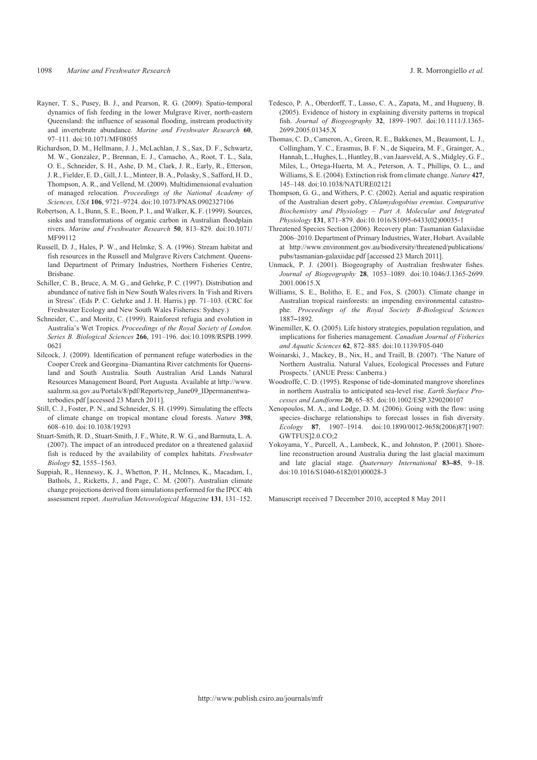Rayner, T. S., Pusey, B. J., and Pearson, R. G. (2009). Spatio-temporal dynamics of fish feeding in the lower Mulgrave River, north-eastern Queensland: the influence of seasonal flooding, instream productivity and invertebrate abundance. *Marine and Freshwater Research* **60**, 97–111. doi:10.1071/MF08055

Richardson, D. M., Hellmann, J. J., McLachlan, J. S., Sax, D. F., Schwartz, M. W., Gonzalez, P., Brennan, E. J., Camacho, A., Root, T. L., Sala, O. E., Schneider, S. H., Ashe, D. M., Clark, J. R., Early, R., Etterson, J. R., Fielder, E. D., Gill, J. L., Minteer, B. A., Polasky, S., Safford, H. D., Thompson, A. R., and Vellend, M. (2009). Multidimensional evaluation of managed relocation. *Proceedings of the National Academy of Sciences, USA* **106**, 9721–9724. doi:10.1073/PNAS.0902327106

Robertson, A. I., Bunn, S. E., Boon, P. I., and Walker, K. F. (1999). Sources, sinks and transformations of organic carbon in Australian floodplain rivers. *Marine and Freshwater Research* **50**, 813–829. doi:10.1071/MF99112

Russell, D. J., Hales, P. W., and Helmke, S. A. (1996). Stream habitat and fish resources in the Russell and Mulgrave Rivers Catchment. Queensland Department of Primary Industries, Northern Fisheries Centre, Brisbane.

Schiller, C. B., Bruce, A. M. G., and Gehrke, P. C. (1997). Distribution and abundance of native fish in New South Wales rivers. In 'Fish and Rivers in Stress'. (Eds P. C. Gehrke and J. H. Harris.) pp. 71–103. (CRC for Freshwater Ecology and New South Wales Fisheries: Sydney.)

Schneider, C., and Moritz, C. (1999). Rainforest refugia and evolution in Australia's Wet Tropics. *Proceedings of the Royal Society of London. Series B. Biological Sciences* **266**, 191–196. doi:10.1098/RSPB.1999.0621

Silcock, J. (2009). Identification of permanent refuge waterbodies in the Cooper Creek and Georgina–Diamantina River catchments for Queensland and South Australia. South Australian Arid Lands Natural Resources Management Board, Port Augusta. Available at http://www.saalnrm.sa.gov.au/Portals/8/pdf/Reports/rep_June09_IDpermanentwaterbodies.pdf [accessed 23 March 2011].

Still, C. J., Foster, P. N., and Schneider, S. H. (1999). Simulating the effects of climate change on tropical montane cloud forests. *Nature* **398**, 608–610. doi:10.1038/19293

Stuart-Smith, R. D., Stuart-Smith, J. F., White, R. W. G., and Barmuta, L. A. (2007). The impact of an introduced predator on a threatened galaxiid fish is reduced by the availability of complex habitats. *Freshwater Biology* **52**, 1555–1563.

Suppiah, R., Hennessy, K. J., Whetton, P. H., McInnes, K., Macadam, I., Bathols, J., Ricketts, J., and Page, C. M. (2007). Australian climate change projections derived from simulations performed for the IPCC 4th assessment report. *Australian Meteorological Magazine* **131**, 131–152.

Tedesco, P. A., Oberdorff, T., Lasso, C. A., Zapata, M., and Hugueny, B. (2005). Evidence of history in explaining diversity patterns in tropical fish. *Journal of Biogeography* **32**, 1899–1907. doi:10.1111/J.1365-2699.2005.01345.X

Thomas, C. D., Cameron, A., Green, R. E., Bakkenes, M., Beaumont, L. J., Collingham, Y. C., Erasmus, B. F. N., de Siqueira, M. F., Grainger, A., Hannah, L., Hughes, L., Huntley, B., van Jaarsveld, A. S., Midgley, G. F., Miles, L., Ortega-Huerta, M. A., Peterson, A. T., Phillips, O. L., and Williams, S. E. (2004). Extinction risk from climate change. *Nature* **427**, 145–148. doi:10.1038/NATURE02121

Thompson, G. G., and Withers, P. C. (2002). Aerial and aquatic respiration of the Australian desert goby, *Chlamydogobius eremius. Comparative Biochemistry and Physiology – Part A. Molecular and Integrated Physiology* **131**, 871–879. doi:10.1016/S1095-6433(02)00035-1

Threatened Species Section (2006). Recovery plan: Tasmanian Galaxiidae 2006–2010. Department of Primary Industries, Water, Hobart. Available at http://www.environment.gov.au/biodiversity/threatened/publications/pubs/tasmanian-galaxiidae.pdf [accessed 23 March 2011].

Unmack, P. J. (2001). Biogeography of Australian freshwater fishes. *Journal of Biogeography* **28**, 1053–1089. doi:10.1046/J.1365-2699.2001.00615.X

Williams, S. E., Bolitho, E. E., and Fox, S. (2003). Climate change in Australian tropical rainforests: an impending environmental catastrophe. *Proceedings of the Royal Society B-Biological Sciences* 1887–1892.

Winemiller, K. O. (2005). Life history strategies, population regulation, and implications for fisheries management. *Canadian Journal of Fisheries and Aquatic Sciences* **62**, 872–885. doi:10.1139/F05-040

Woinarski, J., Mackey, B., Nix, H., and Traill, B. (2007). 'The Nature of Northern Australia. Natural Values, Ecological Processes and Future Prospects.' (ANUE Press: Canberra.)

Woodroffe, C. D. (1995). Response of tide-dominated mangrove shorelines in northern Australia to anticipated sea-level rise. *Earth Surface Processes and Landforms* **20**, 65–85. doi:10.1002/ESP.3290200107

Xenopoulos, M. A., and Lodge, D. M. (2006). Going with the flow: using species–discharge relationships to forecast losses in fish diversity. *Ecology* **87**, 1907–1914. doi:10.1890/0012-9658(2006)87[1907:GWTFUS]2.0.CO;2

Yokoyama, Y., Purcell, A., Lambeck, K., and Johnston, P. (2001). Shoreline reconstruction around Australia during the last glacial maximum and late glacial stage. *Quaternary International* **83–85**, 9–18. doi:10.1016/S1040-6182(01)00028-3

Manuscript received 7 December 2010, accepted 8 May 2011